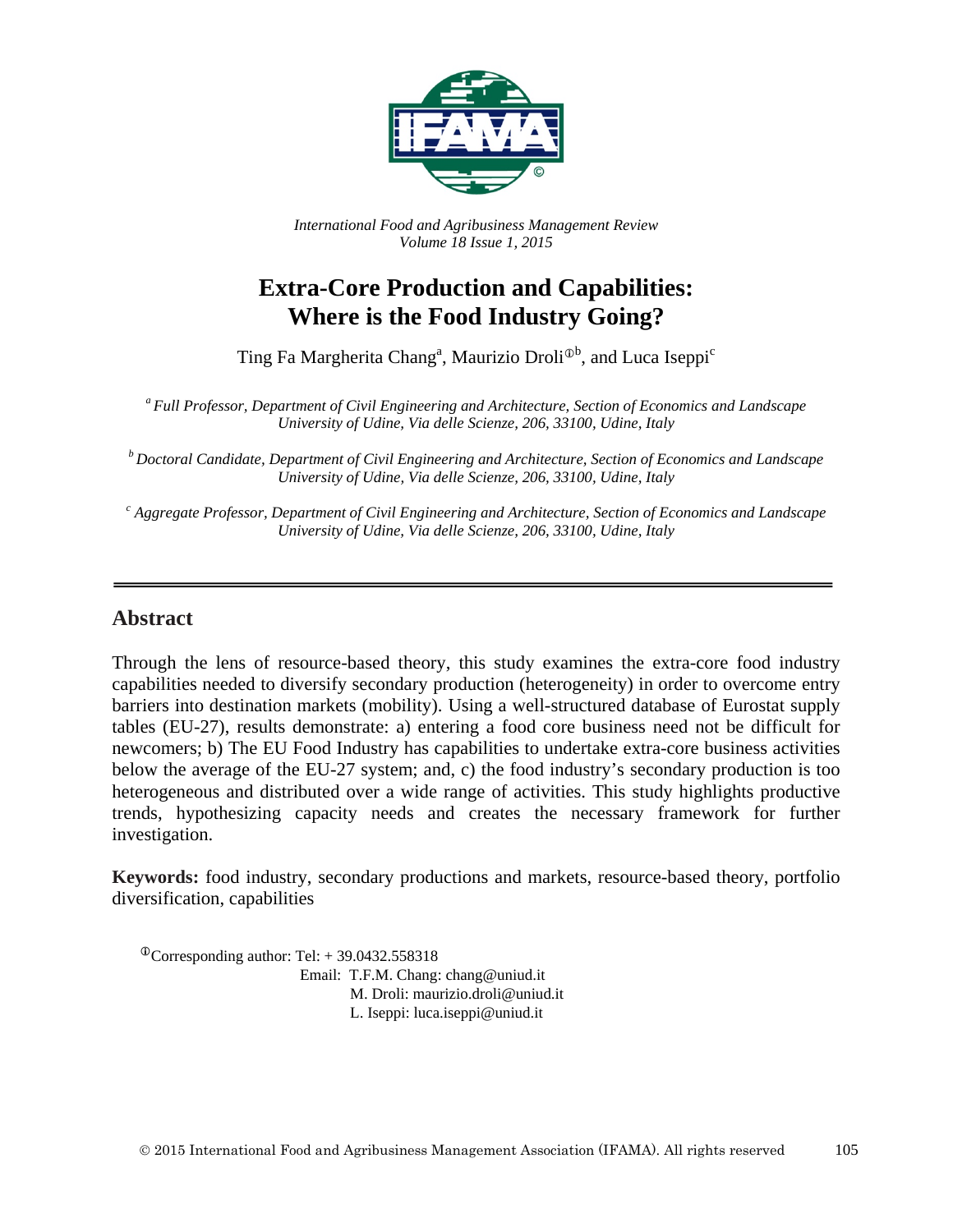*International Food and Agribusiness Management Review*
*Volume 18 Issue 1, 2015*

# Extra-Core Production and Capabilities: Where is the Food Industry Going?

Ting Fa Margherita Chang[a], Maurizio Droli[ⓘb], and Luca Iseppi[c]

[a] *Full Professor, Department of Civil Engineering and Architecture, Section of Economics and Landscape University of Udine, Via delle Scienze, 206, 33100, Udine, Italy*

[b] *Doctoral Candidate, Department of Civil Engineering and Architecture, Section of Economics and Landscape University of Udine, Via delle Scienze, 206, 33100, Udine, Italy*

[c] *Aggregate Professor, Department of Civil Engineering and Architecture, Section of Economics and Landscape University of Udine, Via delle Scienze, 206, 33100, Udine, Italy*

---

## Abstract

Through the lens of resource-based theory, this study examines the extra-core food industry capabilities needed to diversify secondary production (heterogeneity) in order to overcome entry barriers into destination markets (mobility). Using a well-structured database of Eurostat supply tables (EU-27), results demonstrate: a) entering a food core business need not be difficult for newcomers; b) The EU Food Industry has capabilities to undertake extra-core business activities below the average of the EU-27 system; and, c) the food industry's secondary production is too heterogeneous and distributed over a wide range of activities. This study highlights productive trends, hypothesizing capacity needs and creates the necessary framework for further investigation.

**Keywords:** food industry, secondary productions and markets, resource-based theory, portfolio diversification, capabilities

[ⓘ]Corresponding author: Tel: + 39.0432.558318
Email: T.F.M. Chang: chang@uniud.it
M. Droli: maurizio.droli@uniud.it
L. Iseppi: luca.iseppi@uniud.it

© 2015 International Food and Agribusiness Management Association (IFAMA). All rights reserved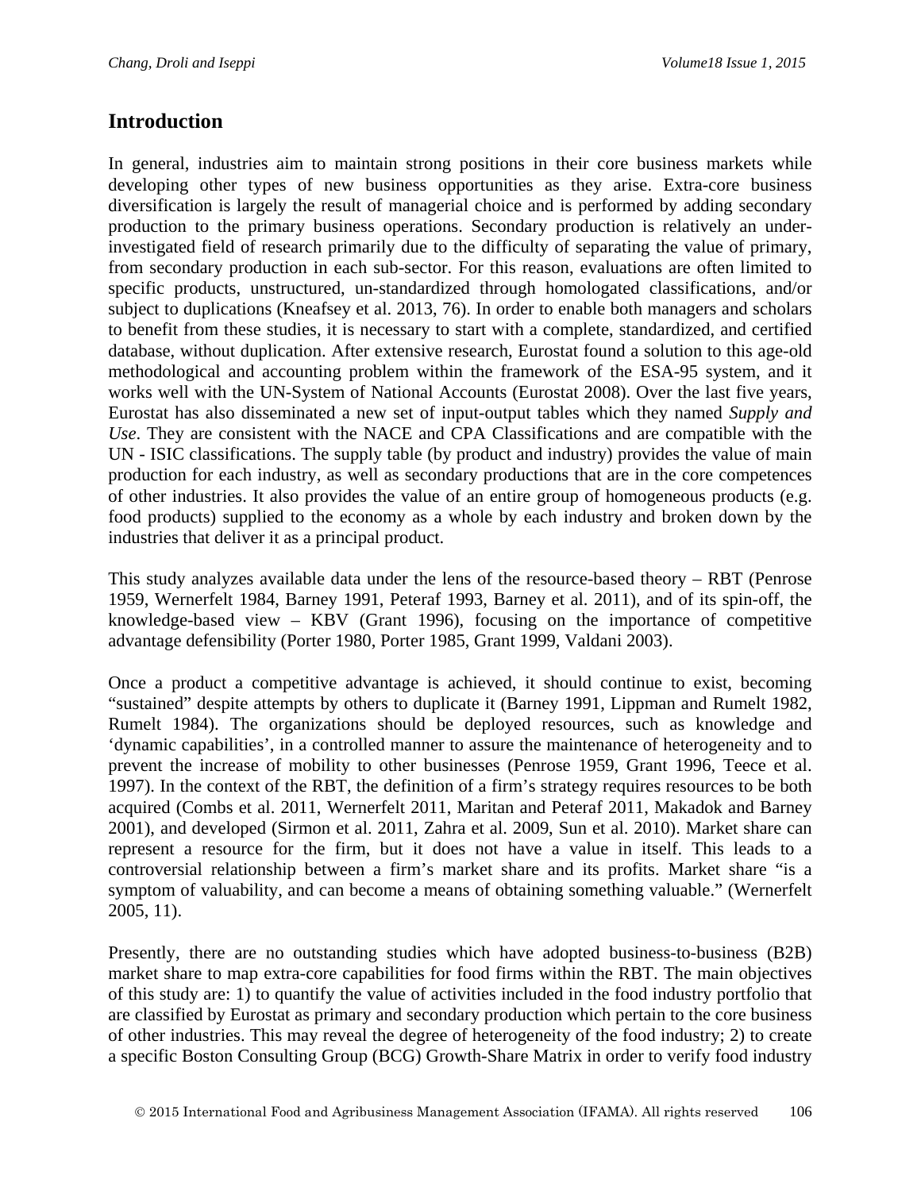## Introduction

In general, industries aim to maintain strong positions in their core business markets while developing other types of new business opportunities as they arise. Extra-core business diversification is largely the result of managerial choice and is performed by adding secondary production to the primary business operations. Secondary production is relatively an under-investigated field of research primarily due to the difficulty of separating the value of primary, from secondary production in each sub-sector. For this reason, evaluations are often limited to specific products, unstructured, un-standardized through homologated classifications, and/or subject to duplications (Kneafsey et al. 2013, 76). In order to enable both managers and scholars to benefit from these studies, it is necessary to start with a complete, standardized, and certified database, without duplication. After extensive research, Eurostat found a solution to this age-old methodological and accounting problem within the framework of the ESA-95 system, and it works well with the UN-System of National Accounts (Eurostat 2008). Over the last five years, Eurostat has also disseminated a new set of input-output tables which they named *Supply and Use*. They are consistent with the NACE and CPA Classifications and are compatible with the UN - ISIC classifications. The supply table (by product and industry) provides the value of main production for each industry, as well as secondary productions that are in the core competences of other industries. It also provides the value of an entire group of homogeneous products (e.g. food products) supplied to the economy as a whole by each industry and broken down by the industries that deliver it as a principal product.

This study analyzes available data under the lens of the resource-based theory – RBT (Penrose 1959, Wernerfelt 1984, Barney 1991, Peteraf 1993, Barney et al. 2011), and of its spin-off, the knowledge-based view – KBV (Grant 1996), focusing on the importance of competitive advantage defensibility (Porter 1980, Porter 1985, Grant 1999, Valdani 2003).

Once a product a competitive advantage is achieved, it should continue to exist, becoming "sustained" despite attempts by others to duplicate it (Barney 1991, Lippman and Rumelt 1982, Rumelt 1984). The organizations should be deployed resources, such as knowledge and 'dynamic capabilities', in a controlled manner to assure the maintenance of heterogeneity and to prevent the increase of mobility to other businesses (Penrose 1959, Grant 1996, Teece et al. 1997). In the context of the RBT, the definition of a firm's strategy requires resources to be both acquired (Combs et al. 2011, Wernerfelt 2011, Maritan and Peteraf 2011, Makadok and Barney 2001), and developed (Sirmon et al. 2011, Zahra et al. 2009, Sun et al. 2010). Market share can represent a resource for the firm, but it does not have a value in itself. This leads to a controversial relationship between a firm's market share and its profits. Market share "is a symptom of valuability, and can become a means of obtaining something valuable." (Wernerfelt 2005, 11).

Presently, there are no outstanding studies which have adopted business-to-business (B2B) market share to map extra-core capabilities for food firms within the RBT. The main objectives of this study are: 1) to quantify the value of activities included in the food industry portfolio that are classified by Eurostat as primary and secondary production which pertain to the core business of other industries. This may reveal the degree of heterogeneity of the food industry; 2) to create a specific Boston Consulting Group (BCG) Growth-Share Matrix in order to verify food industry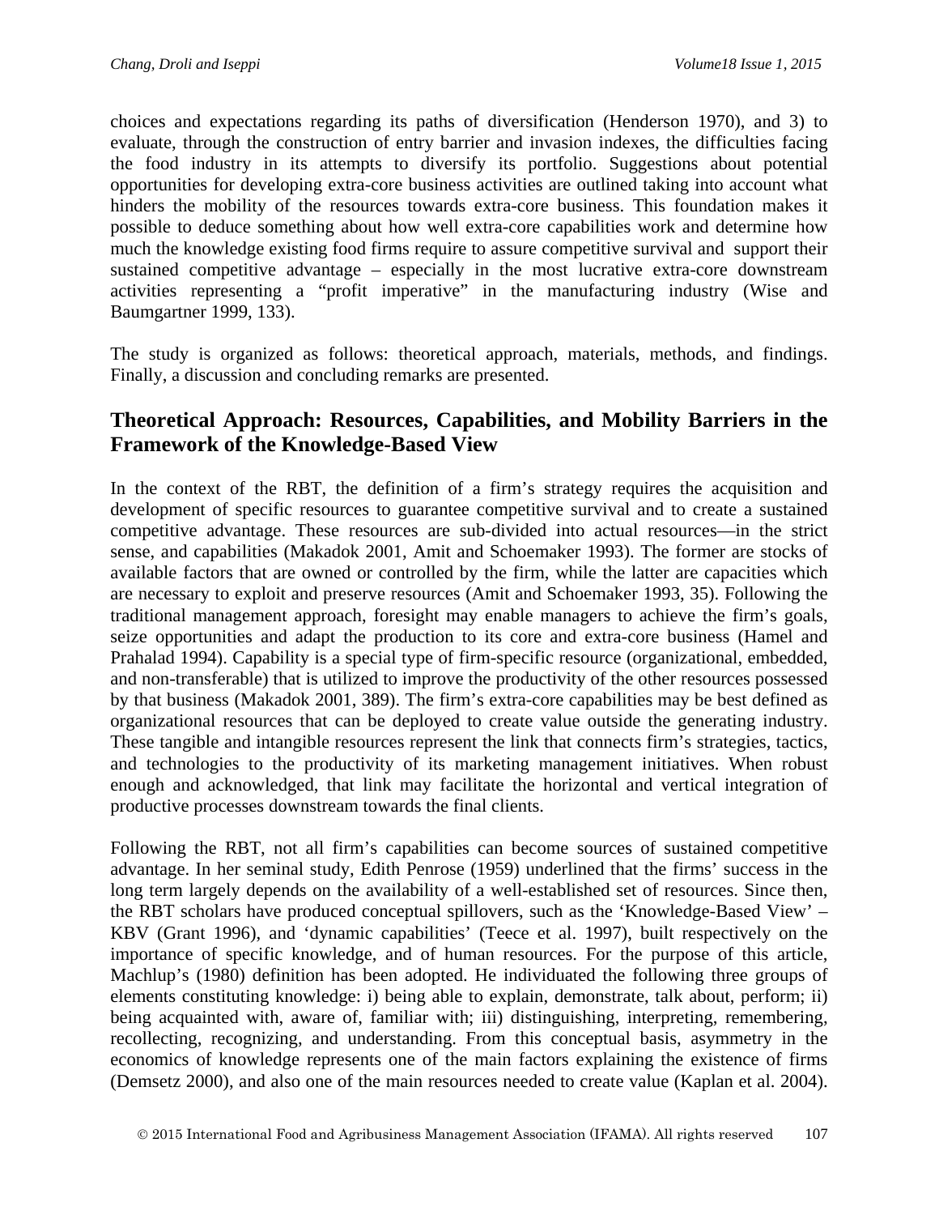choices and expectations regarding its paths of diversification (Henderson 1970), and 3) to evaluate, through the construction of entry barrier and invasion indexes, the difficulties facing the food industry in its attempts to diversify its portfolio. Suggestions about potential opportunities for developing extra-core business activities are outlined taking into account what hinders the mobility of the resources towards extra-core business. This foundation makes it possible to deduce something about how well extra-core capabilities work and determine how much the knowledge existing food firms require to assure competitive survival and support their sustained competitive advantage – especially in the most lucrative extra-core downstream activities representing a "profit imperative" in the manufacturing industry (Wise and Baumgartner 1999, 133).

The study is organized as follows: theoretical approach, materials, methods, and findings. Finally, a discussion and concluding remarks are presented.

## Theoretical Approach: Resources, Capabilities, and Mobility Barriers in the Framework of the Knowledge-Based View

In the context of the RBT, the definition of a firm's strategy requires the acquisition and development of specific resources to guarantee competitive survival and to create a sustained competitive advantage. These resources are sub-divided into actual resources—in the strict sense, and capabilities (Makadok 2001, Amit and Schoemaker 1993). The former are stocks of available factors that are owned or controlled by the firm, while the latter are capacities which are necessary to exploit and preserve resources (Amit and Schoemaker 1993, 35). Following the traditional management approach, foresight may enable managers to achieve the firm's goals, seize opportunities and adapt the production to its core and extra-core business (Hamel and Prahalad 1994). Capability is a special type of firm-specific resource (organizational, embedded, and non-transferable) that is utilized to improve the productivity of the other resources possessed by that business (Makadok 2001, 389). The firm's extra-core capabilities may be best defined as organizational resources that can be deployed to create value outside the generating industry. These tangible and intangible resources represent the link that connects firm's strategies, tactics, and technologies to the productivity of its marketing management initiatives. When robust enough and acknowledged, that link may facilitate the horizontal and vertical integration of productive processes downstream towards the final clients.

Following the RBT, not all firm's capabilities can become sources of sustained competitive advantage. In her seminal study, Edith Penrose (1959) underlined that the firms' success in the long term largely depends on the availability of a well-established set of resources. Since then, the RBT scholars have produced conceptual spillovers, such as the 'Knowledge-Based View' – KBV (Grant 1996), and 'dynamic capabilities' (Teece et al. 1997), built respectively on the importance of specific knowledge, and of human resources. For the purpose of this article, Machlup's (1980) definition has been adopted. He individuated the following three groups of elements constituting knowledge: i) being able to explain, demonstrate, talk about, perform; ii) being acquainted with, aware of, familiar with; iii) distinguishing, interpreting, remembering, recollecting, recognizing, and understanding. From this conceptual basis, asymmetry in the economics of knowledge represents one of the main factors explaining the existence of firms (Demsetz 2000), and also one of the main resources needed to create value (Kaplan et al. 2004).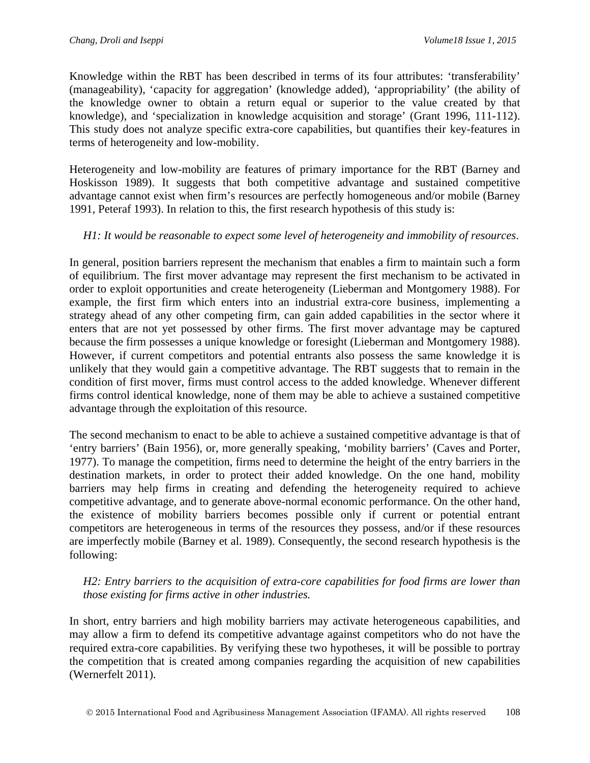Knowledge within the RBT has been described in terms of its four attributes: 'transferability' (manageability), 'capacity for aggregation' (knowledge added), 'appropriability' (the ability of the knowledge owner to obtain a return equal or superior to the value created by that knowledge), and 'specialization in knowledge acquisition and storage' (Grant 1996, 111-112). This study does not analyze specific extra-core capabilities, but quantifies their key-features in terms of heterogeneity and low-mobility.

Heterogeneity and low-mobility are features of primary importance for the RBT (Barney and Hoskisson 1989). It suggests that both competitive advantage and sustained competitive advantage cannot exist when firm's resources are perfectly homogeneous and/or mobile (Barney 1991, Peteraf 1993). In relation to this, the first research hypothesis of this study is:

> *H1: It would be reasonable to expect some level of heterogeneity and immobility of resources.*

In general, position barriers represent the mechanism that enables a firm to maintain such a form of equilibrium. The first mover advantage may represent the first mechanism to be activated in order to exploit opportunities and create heterogeneity (Lieberman and Montgomery 1988). For example, the first firm which enters into an industrial extra-core business, implementing a strategy ahead of any other competing firm, can gain added capabilities in the sector where it enters that are not yet possessed by other firms. The first mover advantage may be captured because the firm possesses a unique knowledge or foresight (Lieberman and Montgomery 1988). However, if current competitors and potential entrants also possess the same knowledge it is unlikely that they would gain a competitive advantage. The RBT suggests that to remain in the condition of first mover, firms must control access to the added knowledge. Whenever different firms control identical knowledge, none of them may be able to achieve a sustained competitive advantage through the exploitation of this resource.

The second mechanism to enact to be able to achieve a sustained competitive advantage is that of 'entry barriers' (Bain 1956), or, more generally speaking, 'mobility barriers' (Caves and Porter, 1977). To manage the competition, firms need to determine the height of the entry barriers in the destination markets, in order to protect their added knowledge. On the one hand, mobility barriers may help firms in creating and defending the heterogeneity required to achieve competitive advantage, and to generate above-normal economic performance. On the other hand, the existence of mobility barriers becomes possible only if current or potential entrant competitors are heterogeneous in terms of the resources they possess, and/or if these resources are imperfectly mobile (Barney et al. 1989). Consequently, the second research hypothesis is the following:

> *H2: Entry barriers to the acquisition of extra-core capabilities for food firms are lower than those existing for firms active in other industries.*

In short, entry barriers and high mobility barriers may activate heterogeneous capabilities, and may allow a firm to defend its competitive advantage against competitors who do not have the required extra-core capabilities. By verifying these two hypotheses, it will be possible to portray the competition that is created among companies regarding the acquisition of new capabilities (Wernerfelt 2011).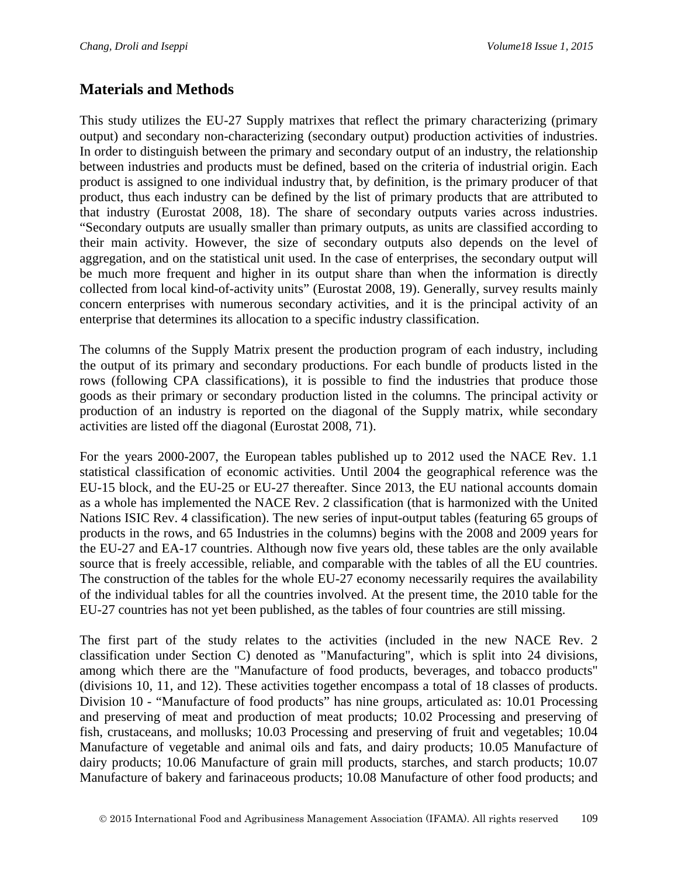## Materials and Methods

This study utilizes the EU-27 Supply matrixes that reflect the primary characterizing (primary output) and secondary non-characterizing (secondary output) production activities of industries. In order to distinguish between the primary and secondary output of an industry, the relationship between industries and products must be defined, based on the criteria of industrial origin. Each product is assigned to one individual industry that, by definition, is the primary producer of that product, thus each industry can be defined by the list of primary products that are attributed to that industry (Eurostat 2008, 18). The share of secondary outputs varies across industries. "Secondary outputs are usually smaller than primary outputs, as units are classified according to their main activity. However, the size of secondary outputs also depends on the level of aggregation, and on the statistical unit used. In the case of enterprises, the secondary output will be much more frequent and higher in its output share than when the information is directly collected from local kind-of-activity units" (Eurostat 2008, 19). Generally, survey results mainly concern enterprises with numerous secondary activities, and it is the principal activity of an enterprise that determines its allocation to a specific industry classification.

The columns of the Supply Matrix present the production program of each industry, including the output of its primary and secondary productions. For each bundle of products listed in the rows (following CPA classifications), it is possible to find the industries that produce those goods as their primary or secondary production listed in the columns. The principal activity or production of an industry is reported on the diagonal of the Supply matrix, while secondary activities are listed off the diagonal (Eurostat 2008, 71).

For the years 2000-2007, the European tables published up to 2012 used the NACE Rev. 1.1 statistical classification of economic activities. Until 2004 the geographical reference was the EU-15 block, and the EU-25 or EU-27 thereafter. Since 2013, the EU national accounts domain as a whole has implemented the NACE Rev. 2 classification (that is harmonized with the United Nations ISIC Rev. 4 classification). The new series of input-output tables (featuring 65 groups of products in the rows, and 65 Industries in the columns) begins with the 2008 and 2009 years for the EU-27 and EA-17 countries. Although now five years old, these tables are the only available source that is freely accessible, reliable, and comparable with the tables of all the EU countries. The construction of the tables for the whole EU-27 economy necessarily requires the availability of the individual tables for all the countries involved. At the present time, the 2010 table for the EU-27 countries has not yet been published, as the tables of four countries are still missing.

The first part of the study relates to the activities (included in the new NACE Rev. 2 classification under Section C) denoted as "Manufacturing", which is split into 24 divisions, among which there are the "Manufacture of food products, beverages, and tobacco products" (divisions 10, 11, and 12). These activities together encompass a total of 18 classes of products. Division 10 - "Manufacture of food products" has nine groups, articulated as: 10.01 Processing and preserving of meat and production of meat products; 10.02 Processing and preserving of fish, crustaceans, and mollusks; 10.03 Processing and preserving of fruit and vegetables; 10.04 Manufacture of vegetable and animal oils and fats, and dairy products; 10.05 Manufacture of dairy products; 10.06 Manufacture of grain mill products, starches, and starch products; 10.07 Manufacture of bakery and farinaceous products; 10.08 Manufacture of other food products; and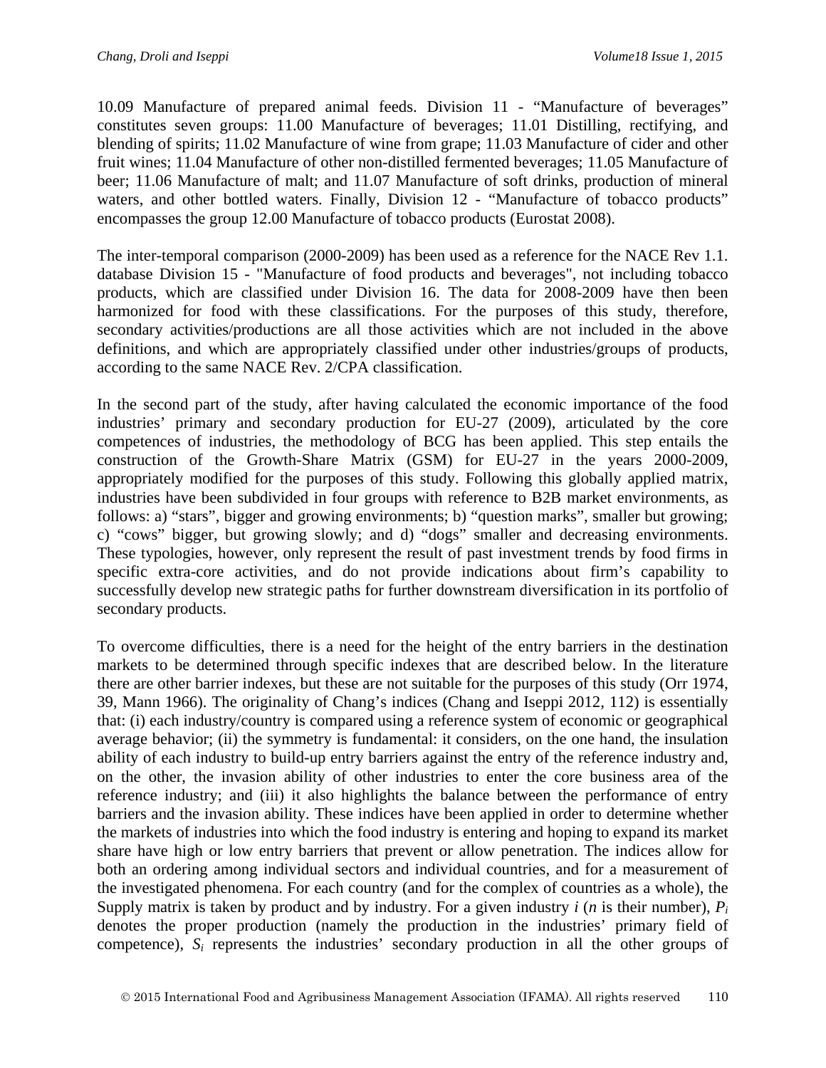10.09 Manufacture of prepared animal feeds. Division 11 - "Manufacture of beverages" constitutes seven groups: 11.00 Manufacture of beverages; 11.01 Distilling, rectifying, and blending of spirits; 11.02 Manufacture of wine from grape; 11.03 Manufacture of cider and other fruit wines; 11.04 Manufacture of other non-distilled fermented beverages; 11.05 Manufacture of beer; 11.06 Manufacture of malt; and 11.07 Manufacture of soft drinks, production of mineral waters, and other bottled waters. Finally, Division 12 - "Manufacture of tobacco products" encompasses the group 12.00 Manufacture of tobacco products (Eurostat 2008).

The inter-temporal comparison (2000-2009) has been used as a reference for the NACE Rev 1.1. database Division 15 - "Manufacture of food products and beverages", not including tobacco products, which are classified under Division 16. The data for 2008-2009 have then been harmonized for food with these classifications. For the purposes of this study, therefore, secondary activities/productions are all those activities which are not included in the above definitions, and which are appropriately classified under other industries/groups of products, according to the same NACE Rev. 2/CPA classification.

In the second part of the study, after having calculated the economic importance of the food industries' primary and secondary production for EU-27 (2009), articulated by the core competences of industries, the methodology of BCG has been applied. This step entails the construction of the Growth-Share Matrix (GSM) for EU-27 in the years 2000-2009, appropriately modified for the purposes of this study. Following this globally applied matrix, industries have been subdivided in four groups with reference to B2B market environments, as follows: a) "stars", bigger and growing environments; b) "question marks", smaller but growing; c) "cows" bigger, but growing slowly; and d) "dogs" smaller and decreasing environments. These typologies, however, only represent the result of past investment trends by food firms in specific extra-core activities, and do not provide indications about firm's capability to successfully develop new strategic paths for further downstream diversification in its portfolio of secondary products.

To overcome difficulties, there is a need for the height of the entry barriers in the destination markets to be determined through specific indexes that are described below. In the literature there are other barrier indexes, but these are not suitable for the purposes of this study (Orr 1974, 39, Mann 1966). The originality of Chang's indices (Chang and Iseppi 2012, 112) is essentially that: (i) each industry/country is compared using a reference system of economic or geographical average behavior; (ii) the symmetry is fundamental: it considers, on the one hand, the insulation ability of each industry to build-up entry barriers against the entry of the reference industry and, on the other, the invasion ability of other industries to enter the core business area of the reference industry; and (iii) it also highlights the balance between the performance of entry barriers and the invasion ability. These indices have been applied in order to determine whether the markets of industries into which the food industry is entering and hoping to expand its market share have high or low entry barriers that prevent or allow penetration. The indices allow for both an ordering among individual sectors and individual countries, and for a measurement of the investigated phenomena. For each country (and for the complex of countries as a whole), the Supply matrix is taken by product and by industry. For a given industry $i$ ($n$ is their number), $P_i$ denotes the proper production (namely the production in the industries' primary field of competence), $S_i$ represents the industries' secondary production in all the other groups of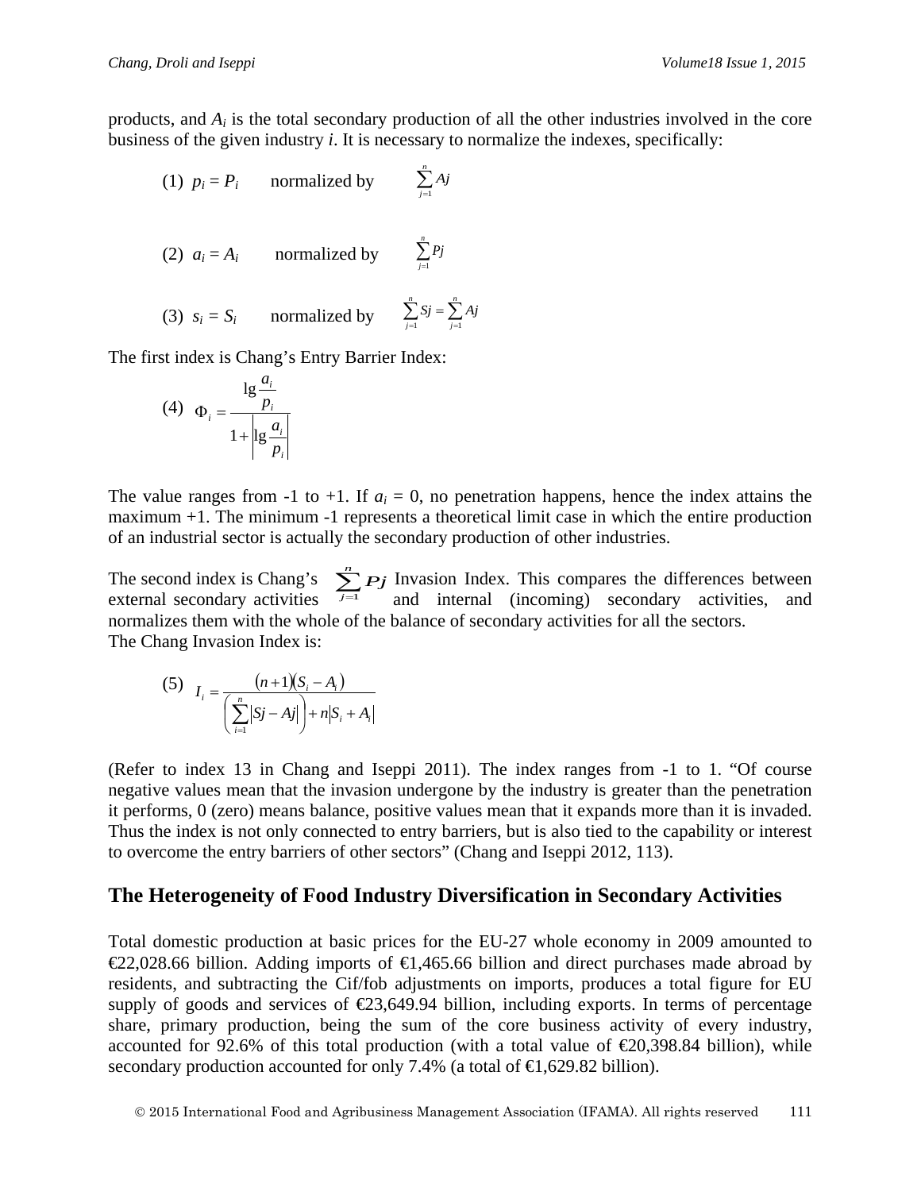products, and $A_i$ is the total secondary production of all the other industries involved in the core business of the given industry *i*. It is necessary to normalize the indexes, specifically:

(1) $p_i = P_i$ normalized by $\sum_{j=1}^{n} Aj$

(2) $a_i = A_i$ normalized by $\sum_{j=1}^{n} Pj$

(3) $s_i = S_i$ normalized by $\sum_{j=1}^{n} Sj = \sum_{j=1}^{n} Aj$

The first index is Chang's Entry Barrier Index:

$$(4) \quad \Phi_i = \frac{\lg \frac{a_i}{p_i}}{1 + \left| \lg \frac{a_i}{p_i} \right|}$$

The value ranges from -1 to +1. If $a_i = 0$, no penetration happens, hence the index attains the maximum +1. The minimum -1 represents a theoretical limit case in which the entire production of an industrial sector is actually the secondary production of other industries.

The second index is Chang's Invasion Index. This compares the differences between external secondary activities $\sum_{j=1}^{n} Pj$ and internal (incoming) secondary activities, and normalizes them with the whole of the balance of secondary activities for all the sectors.
The Chang Invasion Index is:

$$(5) \quad I_i = \frac{(n+1)(S_i - A_i)}{\left( \sum_{i=1}^{n} |Sj - Aj| \right) + n|S_i + A_i|}$$

(Refer to index 13 in Chang and Iseppi 2011). The index ranges from -1 to 1. "Of course negative values mean that the invasion undergone by the industry is greater than the penetration it performs, 0 (zero) means balance, positive values mean that it expands more than it is invaded. Thus the index is not only connected to entry barriers, but is also tied to the capability or interest to overcome the entry barriers of other sectors" (Chang and Iseppi 2012, 113).

## The Heterogeneity of Food Industry Diversification in Secondary Activities

Total domestic production at basic prices for the EU-27 whole economy in 2009 amounted to €22,028.66 billion. Adding imports of €1,465.66 billion and direct purchases made abroad by residents, and subtracting the Cif/fob adjustments on imports, produces a total figure for EU supply of goods and services of €23,649.94 billion, including exports. In terms of percentage share, primary production, being the sum of the core business activity of every industry, accounted for 92.6% of this total production (with a total value of €20,398.84 billion), while secondary production accounted for only 7.4% (a total of €1,629.82 billion).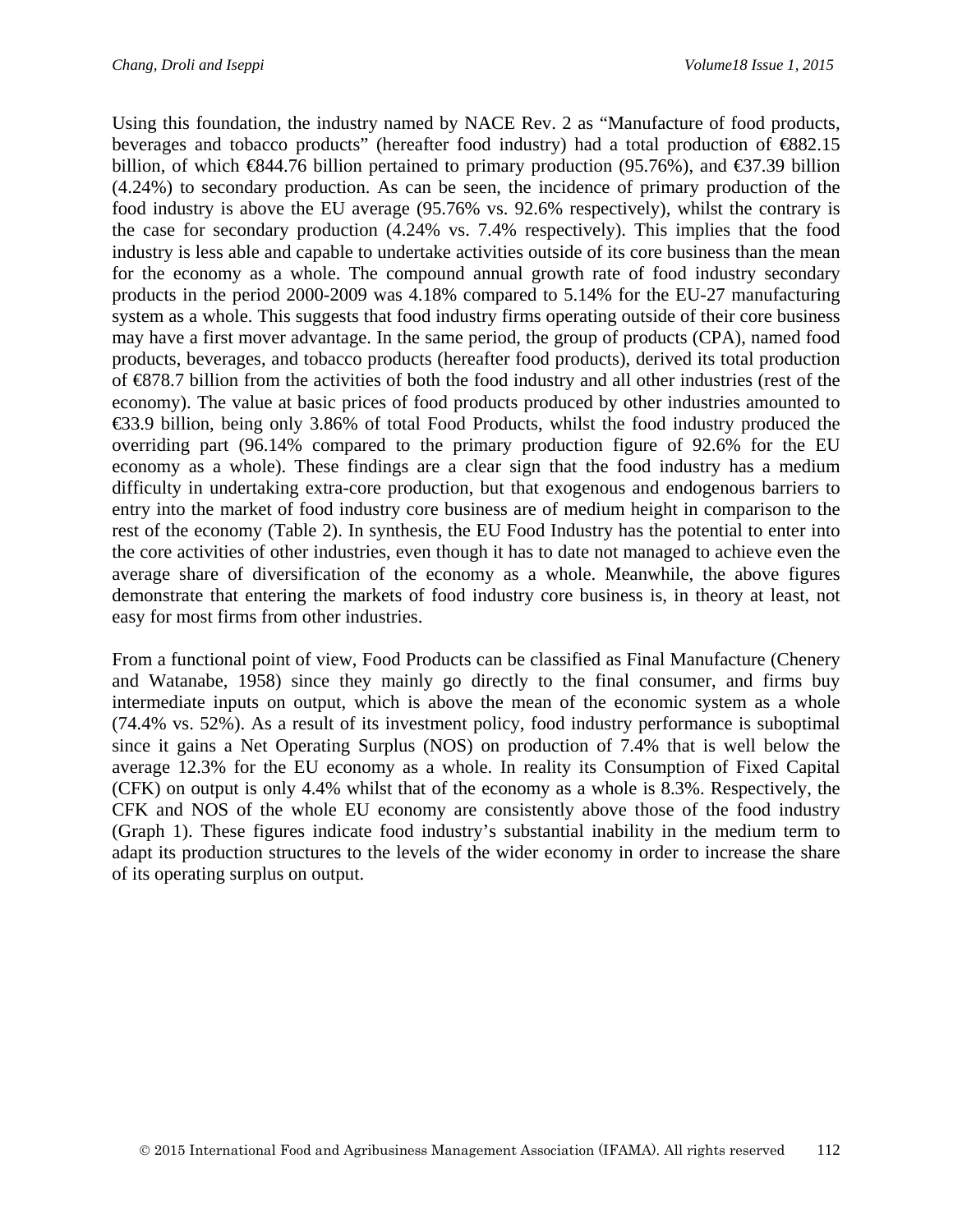Using this foundation, the industry named by NACE Rev. 2 as "Manufacture of food products, beverages and tobacco products" (hereafter food industry) had a total production of €882.15 billion, of which €844.76 billion pertained to primary production (95.76%), and €37.39 billion (4.24%) to secondary production. As can be seen, the incidence of primary production of the food industry is above the EU average (95.76% vs. 92.6% respectively), whilst the contrary is the case for secondary production (4.24% vs. 7.4% respectively). This implies that the food industry is less able and capable to undertake activities outside of its core business than the mean for the economy as a whole. The compound annual growth rate of food industry secondary products in the period 2000-2009 was 4.18% compared to 5.14% for the EU-27 manufacturing system as a whole. This suggests that food industry firms operating outside of their core business may have a first mover advantage. In the same period, the group of products (CPA), named food products, beverages, and tobacco products (hereafter food products), derived its total production of €878.7 billion from the activities of both the food industry and all other industries (rest of the economy). The value at basic prices of food products produced by other industries amounted to €33.9 billion, being only 3.86% of total Food Products, whilst the food industry produced the overriding part (96.14% compared to the primary production figure of 92.6% for the EU economy as a whole). These findings are a clear sign that the food industry has a medium difficulty in undertaking extra-core production, but that exogenous and endogenous barriers to entry into the market of food industry core business are of medium height in comparison to the rest of the economy (Table 2). In synthesis, the EU Food Industry has the potential to enter into the core activities of other industries, even though it has to date not managed to achieve even the average share of diversification of the economy as a whole. Meanwhile, the above figures demonstrate that entering the markets of food industry core business is, in theory at least, not easy for most firms from other industries.

From a functional point of view, Food Products can be classified as Final Manufacture (Chenery and Watanabe, 1958) since they mainly go directly to the final consumer, and firms buy intermediate inputs on output, which is above the mean of the economic system as a whole (74.4% vs. 52%). As a result of its investment policy, food industry performance is suboptimal since it gains a Net Operating Surplus (NOS) on production of 7.4% that is well below the average 12.3% for the EU economy as a whole. In reality its Consumption of Fixed Capital (CFK) on output is only 4.4% whilst that of the economy as a whole is 8.3%. Respectively, the CFK and NOS of the whole EU economy are consistently above those of the food industry (Graph 1). These figures indicate food industry's substantial inability in the medium term to adapt its production structures to the levels of the wider economy in order to increase the share of its operating surplus on output.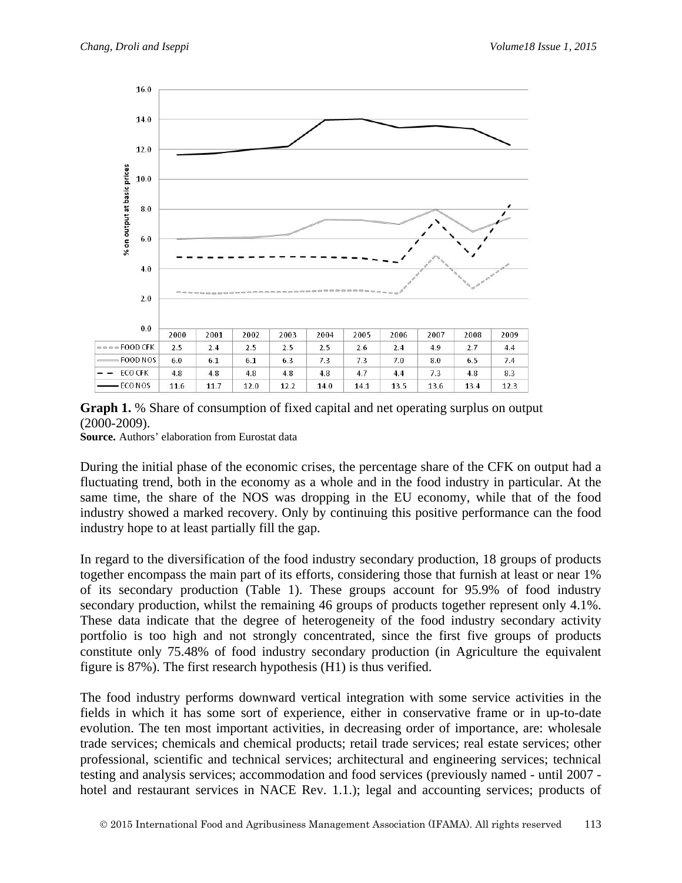| | 2000 | 2001 | 2002 | 2003 | 2004 | 2005 | 2006 | 2007 | 2008 | 2009 |
|---|---|---|---|---|---|---|---|---|---|---|
| FOOD CFK | 2.5 | 2.4 | 2.5 | 2.5 | 2.5 | 2.6 | 2.4 | 4.9 | 2.7 | 4.4 |
| FOOD NOS | 6.0 | 6.1 | 6.1 | 6.3 | 7.3 | 7.3 | 7.0 | 8.0 | 6.5 | 7.4 |
| ECO CFK | 4.8 | 4.8 | 4.8 | 4.8 | 4.8 | 4.7 | 4.4 | 7.3 | 4.8 | 8.3 |
| ECO NOS | 11.6 | 11.7 | 12.0 | 12.2 | 14.0 | 14.1 | 13.5 | 13.6 | 13.4 | 12.3 |

**Graph 1.** % Share of consumption of fixed capital and net operating surplus on output (2000-2009).
**Source.** Authors' elaboration from Eurostat data

During the initial phase of the economic crises, the percentage share of the CFK on output had a fluctuating trend, both in the economy as a whole and in the food industry in particular. At the same time, the share of the NOS was dropping in the EU economy, while that of the food industry showed a marked recovery. Only by continuing this positive performance can the food industry hope to at least partially fill the gap.

In regard to the diversification of the food industry secondary production, 18 groups of products together encompass the main part of its efforts, considering those that furnish at least or near 1% of its secondary production (Table 1). These groups account for 95.9% of food industry secondary production, whilst the remaining 46 groups of products together represent only 4.1%. These data indicate that the degree of heterogeneity of the food industry secondary activity portfolio is too high and not strongly concentrated, since the first five groups of products constitute only 75.48% of food industry secondary production (in Agriculture the equivalent figure is 87%). The first research hypothesis (H1) is thus verified.

The food industry performs downward vertical integration with some service activities in the fields in which it has some sort of experience, either in conservative frame or in up-to-date evolution. The ten most important activities, in decreasing order of importance, are: wholesale trade services; chemicals and chemical products; retail trade services; real estate services; other professional, scientific and technical services; architectural and engineering services; technical testing and analysis services; accommodation and food services (previously named - until 2007 - hotel and restaurant services in NACE Rev. 1.1.); legal and accounting services; products of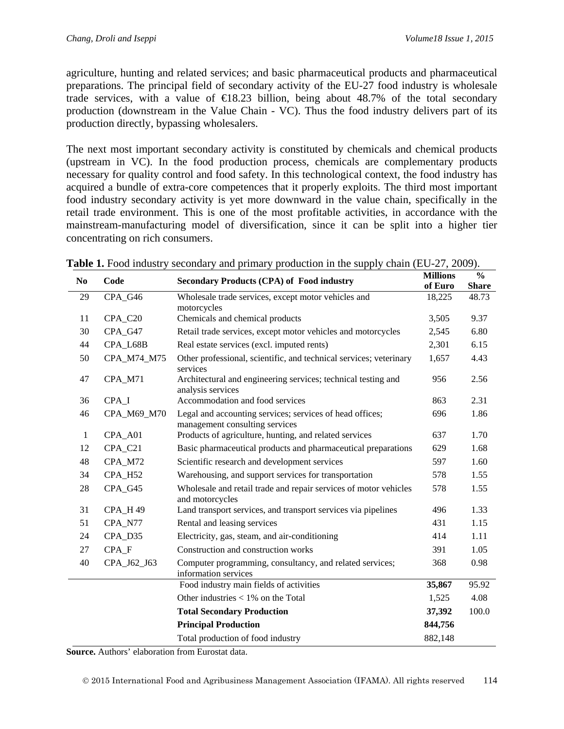agriculture, hunting and related services; and basic pharmaceutical products and pharmaceutical preparations. The principal field of secondary activity of the EU-27 food industry is wholesale trade services, with a value of €18.23 billion, being about 48.7% of the total secondary production (downstream in the Value Chain - VC). Thus the food industry delivers part of its production directly, bypassing wholesalers.

The next most important secondary activity is constituted by chemicals and chemical products (upstream in VC). In the food production process, chemicals are complementary products necessary for quality control and food safety. In this technological context, the food industry has acquired a bundle of extra-core competences that it properly exploits. The third most important food industry secondary activity is yet more downward in the value chain, specifically in the retail trade environment. This is one of the most profitable activities, in accordance with the mainstream-manufacturing model of diversification, since it can be split into a higher tier concentrating on rich consumers.

**Table 1.** Food industry secondary and primary production in the supply chain (EU-27, 2009).

| No | Code | Secondary Products (CPA) of Food industry | Millions of Euro | % Share |
|---|---|---|---|---|
| 29 | CPA_G46 | Wholesale trade services, except motor vehicles and motorcycles | 18,225 | 48.73 |
| 11 | CPA_C20 | Chemicals and chemical products | 3,505 | 9.37 |
| 30 | CPA_G47 | Retail trade services, except motor vehicles and motorcycles | 2,545 | 6.80 |
| 44 | CPA_L68B | Real estate services (excl. imputed rents) | 2,301 | 6.15 |
| 50 | CPA_M74_M75 | Other professional, scientific, and technical services; veterinary services | 1,657 | 4.43 |
| 47 | CPA_M71 | Architectural and engineering services; technical testing and analysis services | 956 | 2.56 |
| 36 | CPA_I | Accommodation and food services | 863 | 2.31 |
| 46 | CPA_M69_M70 | Legal and accounting services; services of head offices; management consulting services | 696 | 1.86 |
| 1 | CPA_A01 | Products of agriculture, hunting, and related services | 637 | 1.70 |
| 12 | CPA_C21 | Basic pharmaceutical products and pharmaceutical preparations | 629 | 1.68 |
| 48 | CPA_M72 | Scientific research and development services | 597 | 1.60 |
| 34 | CPA_H52 | Warehousing, and support services for transportation | 578 | 1.55 |
| 28 | CPA_G45 | Wholesale and retail trade and repair services of motor vehicles and motorcycles | 578 | 1.55 |
| 31 | CPA_H 49 | Land transport services, and transport services via pipelines | 496 | 1.33 |
| 51 | CPA_N77 | Rental and leasing services | 431 | 1.15 |
| 24 | CPA_D35 | Electricity, gas, steam, and air-conditioning | 414 | 1.11 |
| 27 | CPA_F | Construction and construction works | 391 | 1.05 |
| 40 | CPA_J62_J63 | Computer programming, consultancy, and related services; information services | 368 | 0.98 |
| | | Food industry main fields of activities | **35,867** | 95.92 |
| | | Other industries < 1% on the Total | 1,525 | 4.08 |
| | | **Total Secondary Production** | **37,392** | 100.0 |
| | | **Principal Production** | **844,756** | |
| | | Total production of food industry | 882,148 | |

**Source.** Authors' elaboration from Eurostat data.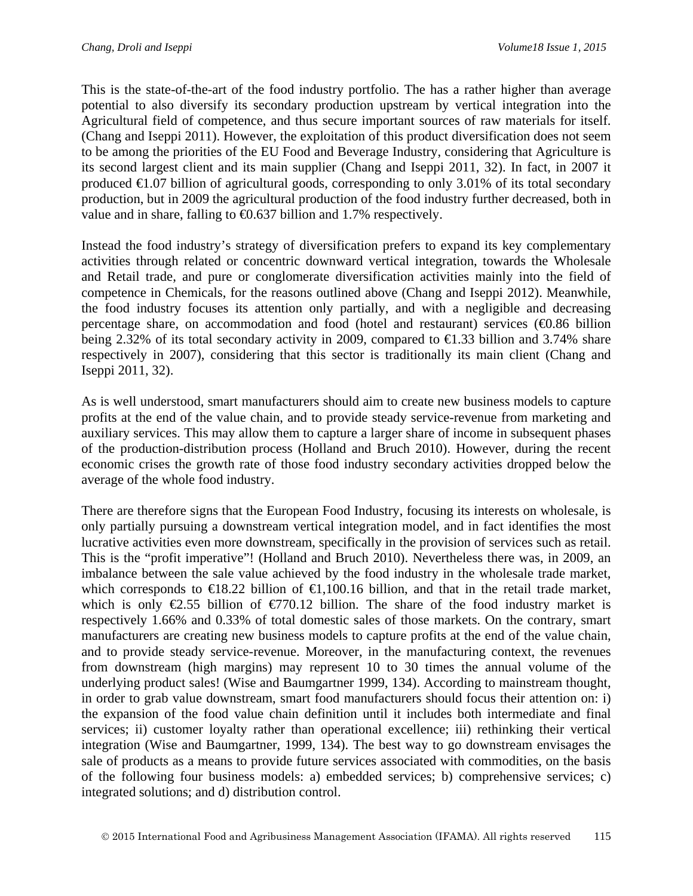This is the state-of-the-art of the food industry portfolio. The has a rather higher than average potential to also diversify its secondary production upstream by vertical integration into the Agricultural field of competence, and thus secure important sources of raw materials for itself. (Chang and Iseppi 2011). However, the exploitation of this product diversification does not seem to be among the priorities of the EU Food and Beverage Industry, considering that Agriculture is its second largest client and its main supplier (Chang and Iseppi 2011, 32). In fact, in 2007 it produced €1.07 billion of agricultural goods, corresponding to only 3.01% of its total secondary production, but in 2009 the agricultural production of the food industry further decreased, both in value and in share, falling to €0.637 billion and 1.7% respectively.

Instead the food industry's strategy of diversification prefers to expand its key complementary activities through related or concentric downward vertical integration, towards the Wholesale and Retail trade, and pure or conglomerate diversification activities mainly into the field of competence in Chemicals, for the reasons outlined above (Chang and Iseppi 2012). Meanwhile, the food industry focuses its attention only partially, and with a negligible and decreasing percentage share, on accommodation and food (hotel and restaurant) services (€0.86 billion being 2.32% of its total secondary activity in 2009, compared to €1.33 billion and 3.74% share respectively in 2007), considering that this sector is traditionally its main client (Chang and Iseppi 2011, 32).

As is well understood, smart manufacturers should aim to create new business models to capture profits at the end of the value chain, and to provide steady service-revenue from marketing and auxiliary services. This may allow them to capture a larger share of income in subsequent phases of the production-distribution process (Holland and Bruch 2010). However, during the recent economic crises the growth rate of those food industry secondary activities dropped below the average of the whole food industry.

There are therefore signs that the European Food Industry, focusing its interests on wholesale, is only partially pursuing a downstream vertical integration model, and in fact identifies the most lucrative activities even more downstream, specifically in the provision of services such as retail. This is the "profit imperative"! (Holland and Bruch 2010). Nevertheless there was, in 2009, an imbalance between the sale value achieved by the food industry in the wholesale trade market, which corresponds to €18.22 billion of €1,100.16 billion, and that in the retail trade market, which is only €2.55 billion of €770.12 billion. The share of the food industry market is respectively 1.66% and 0.33% of total domestic sales of those markets. On the contrary, smart manufacturers are creating new business models to capture profits at the end of the value chain, and to provide steady service-revenue. Moreover, in the manufacturing context, the revenues from downstream (high margins) may represent 10 to 30 times the annual volume of the underlying product sales! (Wise and Baumgartner 1999, 134). According to mainstream thought, in order to grab value downstream, smart food manufacturers should focus their attention on: i) the expansion of the food value chain definition until it includes both intermediate and final services; ii) customer loyalty rather than operational excellence; iii) rethinking their vertical integration (Wise and Baumgartner, 1999, 134). The best way to go downstream envisages the sale of products as a means to provide future services associated with commodities, on the basis of the following four business models: a) embedded services; b) comprehensive services; c) integrated solutions; and d) distribution control.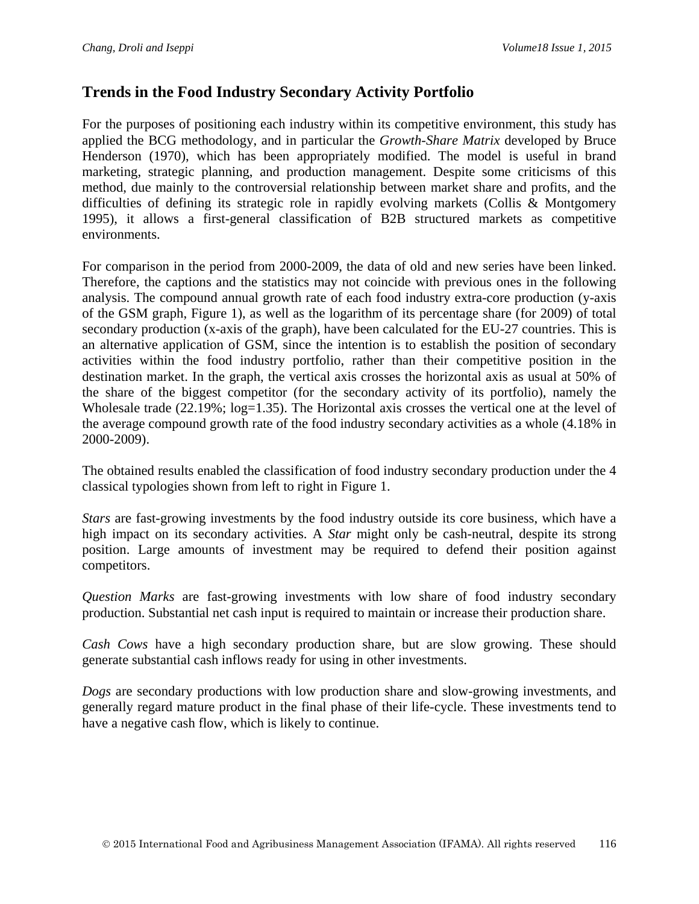## Trends in the Food Industry Secondary Activity Portfolio

For the purposes of positioning each industry within its competitive environment, this study has applied the BCG methodology, and in particular the *Growth-Share Matrix* developed by Bruce Henderson (1970), which has been appropriately modified. The model is useful in brand marketing, strategic planning, and production management. Despite some criticisms of this method, due mainly to the controversial relationship between market share and profits, and the difficulties of defining its strategic role in rapidly evolving markets (Collis & Montgomery 1995), it allows a first-general classification of B2B structured markets as competitive environments.

For comparison in the period from 2000-2009, the data of old and new series have been linked. Therefore, the captions and the statistics may not coincide with previous ones in the following analysis. The compound annual growth rate of each food industry extra-core production (y-axis of the GSM graph, Figure 1), as well as the logarithm of its percentage share (for 2009) of total secondary production (x-axis of the graph), have been calculated for the EU-27 countries. This is an alternative application of GSM, since the intention is to establish the position of secondary activities within the food industry portfolio, rather than their competitive position in the destination market. In the graph, the vertical axis crosses the horizontal axis as usual at 50% of the share of the biggest competitor (for the secondary activity of its portfolio), namely the Wholesale trade (22.19%; log=1.35). The Horizontal axis crosses the vertical one at the level of the average compound growth rate of the food industry secondary activities as a whole (4.18% in 2000-2009).

The obtained results enabled the classification of food industry secondary production under the 4 classical typologies shown from left to right in Figure 1.

*Stars* are fast-growing investments by the food industry outside its core business, which have a high impact on its secondary activities. A *Star* might only be cash-neutral, despite its strong position. Large amounts of investment may be required to defend their position against competitors.

*Question Marks* are fast-growing investments with low share of food industry secondary production. Substantial net cash input is required to maintain or increase their production share.

*Cash Cows* have a high secondary production share, but are slow growing. These should generate substantial cash inflows ready for using in other investments.

*Dogs* are secondary productions with low production share and slow-growing investments, and generally regard mature product in the final phase of their life-cycle. These investments tend to have a negative cash flow, which is likely to continue.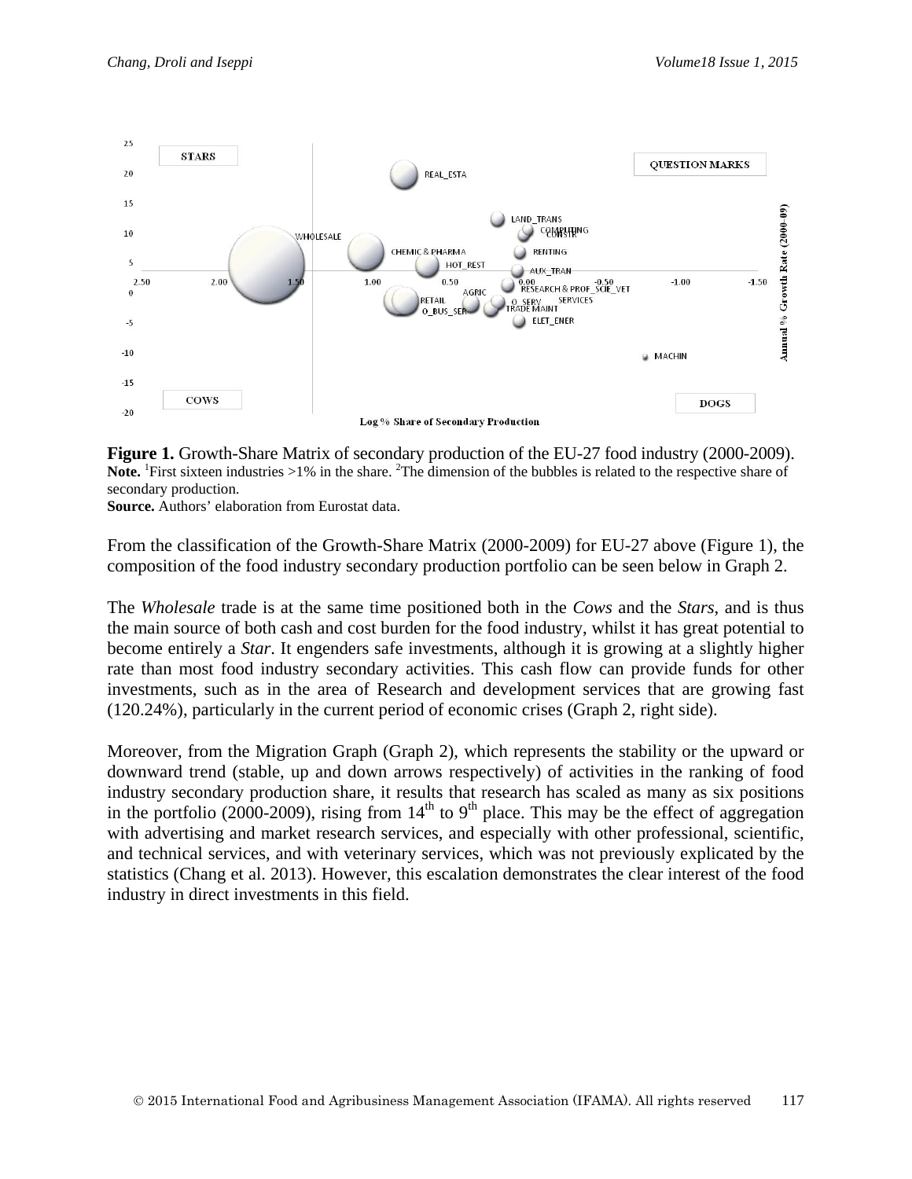**Figure 1.** Growth-Share Matrix of secondary production of the EU-27 food industry (2000-2009).
**Note.** [1]First sixteen industries >1% in the share. [2]The dimension of the bubbles is related to the respective share of secondary production.
**Source.** Authors' elaboration from Eurostat data.

From the classification of the Growth-Share Matrix (2000-2009) for EU-27 above (Figure 1), the composition of the food industry secondary production portfolio can be seen below in Graph 2.

The *Wholesale* trade is at the same time positioned both in the *Cows* and the *Stars*, and is thus the main source of both cash and cost burden for the food industry, whilst it has great potential to become entirely a *Star*. It engenders safe investments, although it is growing at a slightly higher rate than most food industry secondary activities. This cash flow can provide funds for other investments, such as in the area of Research and development services that are growing fast (120.24%), particularly in the current period of economic crises (Graph 2, right side).

Moreover, from the Migration Graph (Graph 2), which represents the stability or the upward or downward trend (stable, up and down arrows respectively) of activities in the ranking of food industry secondary production share, it results that research has scaled as many as six positions in the portfolio (2000-2009), rising from 14th to 9th place. This may be the effect of aggregation with advertising and market research services, and especially with other professional, scientific, and technical services, and with veterinary services, which was not previously explicated by the statistics (Chang et al. 2013). However, this escalation demonstrates the clear interest of the food industry in direct investments in this field.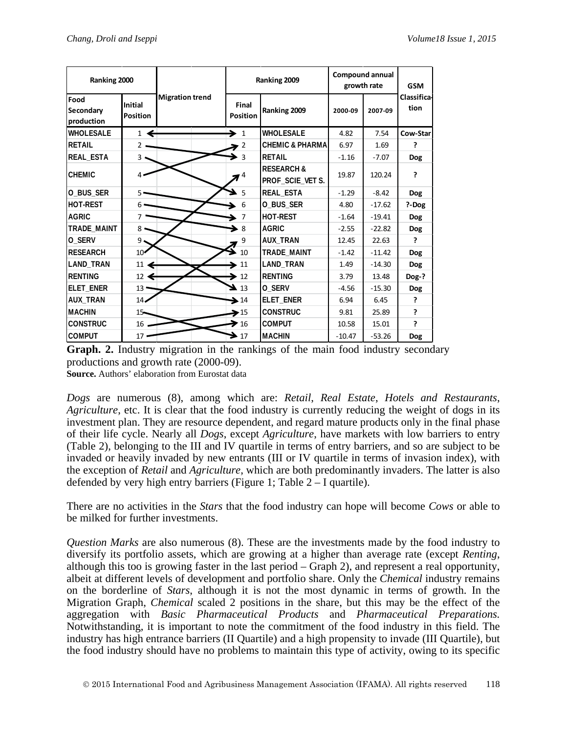| Ranking 2000 | | Migration trend | Ranking 2009 | | Compound annual growth rate | | GSM Classification |
|---|---|---|---|---|---|---|---|
| Food Secondary production | Initial Position | | Final Position | Ranking 2009 | 2000-09 | 2007-09 | |
| WHOLESALE | 1 | | 1 | WHOLESALE | 4.82 | 7.54 | Cow-Star |
| RETAIL | 2 | | 2 | CHEMIC & PHARMA | 6.97 | 1.69 | ? |
| REAL_ESTA | 3 | | 3 | RETAIL | -1.16 | -7.07 | Dog |
| CHEMIC | 4 | | 4 | RESEARCH & PROF_SCIE_VET S. | 19.87 | 120.24 | ? |
| O_BUS_SER | 5 | | 5 | REAL_ESTA | -1.29 | -8.42 | Dog |
| HOT-REST | 6 | | 6 | O_BUS_SER | 4.80 | -17.62 | ?-Dog |
| AGRIC | 7 | | 7 | HOT-REST | -1.64 | -19.41 | Dog |
| TRADE_MAINT | 8 | | 8 | AGRIC | -2.55 | -22.82 | Dog |
| O_SERV | 9 | | 9 | AUX_TRAN | 12.45 | 22.63 | ? |
| RESEARCH | 10 | | 10 | TRADE_MAINT | -1.42 | -11.42 | Dog |
| LAND_TRAN | 11 | | 11 | LAND_TRAN | 1.49 | -14.30 | Dog |
| RENTING | 12 | | 12 | RENTING | 3.79 | 13.48 | Dog-? |
| ELET_ENER | 13 | | 13 | O_SERV | -4.56 | -15.30 | Dog |
| AUX_TRAN | 14 | | 14 | ELET_ENER | 6.94 | 6.45 | ? |
| MACHIN | 15 | | 15 | CONSTRUC | 9.81 | 25.89 | ? |
| CONSTRUC | 16 | | 16 | COMPUT | 10.58 | 15.01 | ? |
| COMPUT | 17 | | 17 | MACHIN | -10.47 | -53.26 | Dog |

**Graph. 2.** Industry migration in the rankings of the main food industry secondary productions and growth rate (2000-09).
**Source.** Authors' elaboration from Eurostat data

*Dogs* are numerous (8), among which are: *Retail*, *Real Estate*, *Hotels and Restaurants*, *Agriculture*, etc. It is clear that the food industry is currently reducing the weight of dogs in its investment plan. They are resource dependent, and regard mature products only in the final phase of their life cycle. Nearly all *Dogs*, except *Agriculture*, have markets with low barriers to entry (Table 2), belonging to the III and IV quartile in terms of entry barriers, and so are subject to be invaded or heavily invaded by new entrants (III or IV quartile in terms of invasion index), with the exception of *Retail* and *Agriculture*, which are both predominantly invaders. The latter is also defended by very high entry barriers (Figure 1; Table 2 – I quartile).

There are no activities in the *Stars* that the food industry can hope will become *Cows* or able to be milked for further investments.

*Question Marks* are also numerous (8). These are the investments made by the food industry to diversify its portfolio assets, which are growing at a higher than average rate (except *Renting*, although this too is growing faster in the last period – Graph 2), and represent a real opportunity, albeit at different levels of development and portfolio share. Only the *Chemical* industry remains on the borderline of *Stars*, although it is not the most dynamic in terms of growth. In the Migration Graph, *Chemical* scaled 2 positions in the share, but this may be the effect of the aggregation with *Basic Pharmaceutical Products* and *Pharmaceutical Preparations.* Notwithstanding, it is important to note the commitment of the food industry in this field. The industry has high entrance barriers (II Quartile) and a high propensity to invade (III Quartile), but the food industry should have no problems to maintain this type of activity, owing to its specific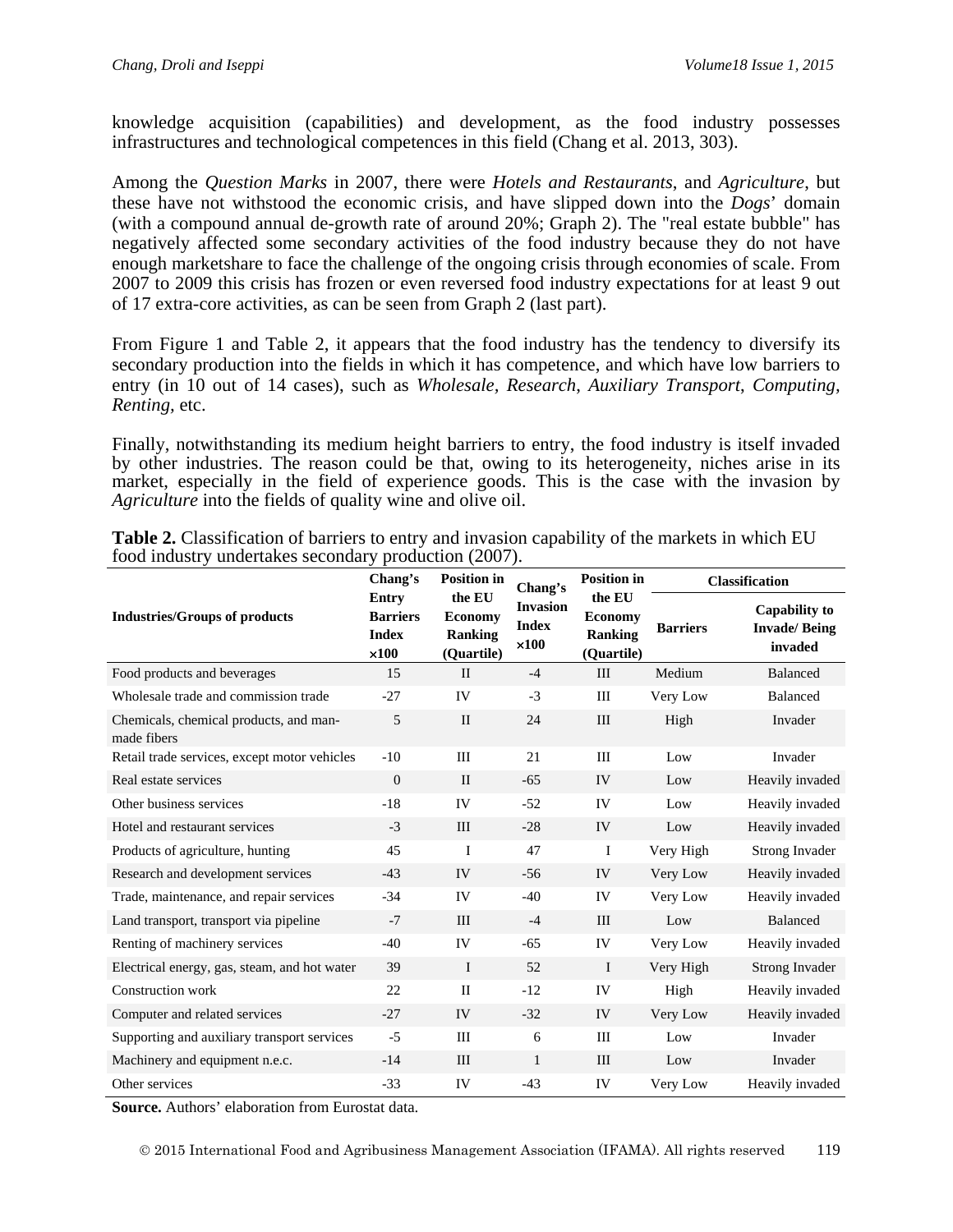knowledge acquisition (capabilities) and development, as the food industry possesses infrastructures and technological competences in this field (Chang et al. 2013, 303).

Among the *Question Marks* in 2007, there were *Hotels and Restaurants*, and *Agriculture*, but these have not withstood the economic crisis, and have slipped down into the *Dogs*' domain (with a compound annual de-growth rate of around 20%; Graph 2). The "real estate bubble" has negatively affected some secondary activities of the food industry because they do not have enough marketshare to face the challenge of the ongoing crisis through economies of scale. From 2007 to 2009 this crisis has frozen or even reversed food industry expectations for at least 9 out of 17 extra-core activities, as can be seen from Graph 2 (last part).

From Figure 1 and Table 2, it appears that the food industry has the tendency to diversify its secondary production into the fields in which it has competence, and which have low barriers to entry (in 10 out of 14 cases), such as *Wholesale*, *Research*, *Auxiliary Transport*, *Computing*, *Renting*, etc.

Finally, notwithstanding its medium height barriers to entry, the food industry is itself invaded by other industries. The reason could be that, owing to its heterogeneity, niches arise in its market, especially in the field of experience goods. This is the case with the invasion by *Agriculture* into the fields of quality wine and olive oil.

**Table 2.** Classification of barriers to entry and invasion capability of the markets in which EU food industry undertakes secondary production (2007).

| Industries/Groups of products | Chang's Entry Barriers Index ×100 | Position in the EU Economy Ranking (Quartile) | Chang's Invasion Index ×100 | Position in the EU Economy Ranking (Quartile) | Classification | |
|---|---|---|---|---|---|---|
| | | | | | Barriers | Capability to Invade/ Being invaded |
| Food products and beverages | 15 | II | -4 | III | Medium | Balanced |
| Wholesale trade and commission trade | -27 | IV | -3 | III | Very Low | Balanced |
| Chemicals, chemical products, and man-made fibers | 5 | II | 24 | III | High | Invader |
| Retail trade services, except motor vehicles | -10 | III | 21 | III | Low | Invader |
| Real estate services | 0 | II | -65 | IV | Low | Heavily invaded |
| Other business services | -18 | IV | -52 | IV | Low | Heavily invaded |
| Hotel and restaurant services | -3 | III | -28 | IV | Low | Heavily invaded |
| Products of agriculture, hunting | 45 | I | 47 | I | Very High | Strong Invader |
| Research and development services | -43 | IV | -56 | IV | Very Low | Heavily invaded |
| Trade, maintenance, and repair services | -34 | IV | -40 | IV | Very Low | Heavily invaded |
| Land transport, transport via pipeline | -7 | III | -4 | III | Low | Balanced |
| Renting of machinery services | -40 | IV | -65 | IV | Very Low | Heavily invaded |
| Electrical energy, gas, steam, and hot water | 39 | I | 52 | I | Very High | Strong Invader |
| Construction work | 22 | II | -12 | IV | High | Heavily invaded |
| Computer and related services | -27 | IV | -32 | IV | Very Low | Heavily invaded |
| Supporting and auxiliary transport services | -5 | III | 6 | III | Low | Invader |
| Machinery and equipment n.e.c. | -14 | III | 1 | III | Low | Invader |
| Other services | -33 | IV | -43 | IV | Very Low | Heavily invaded |

**Source.** Authors' elaboration from Eurostat data.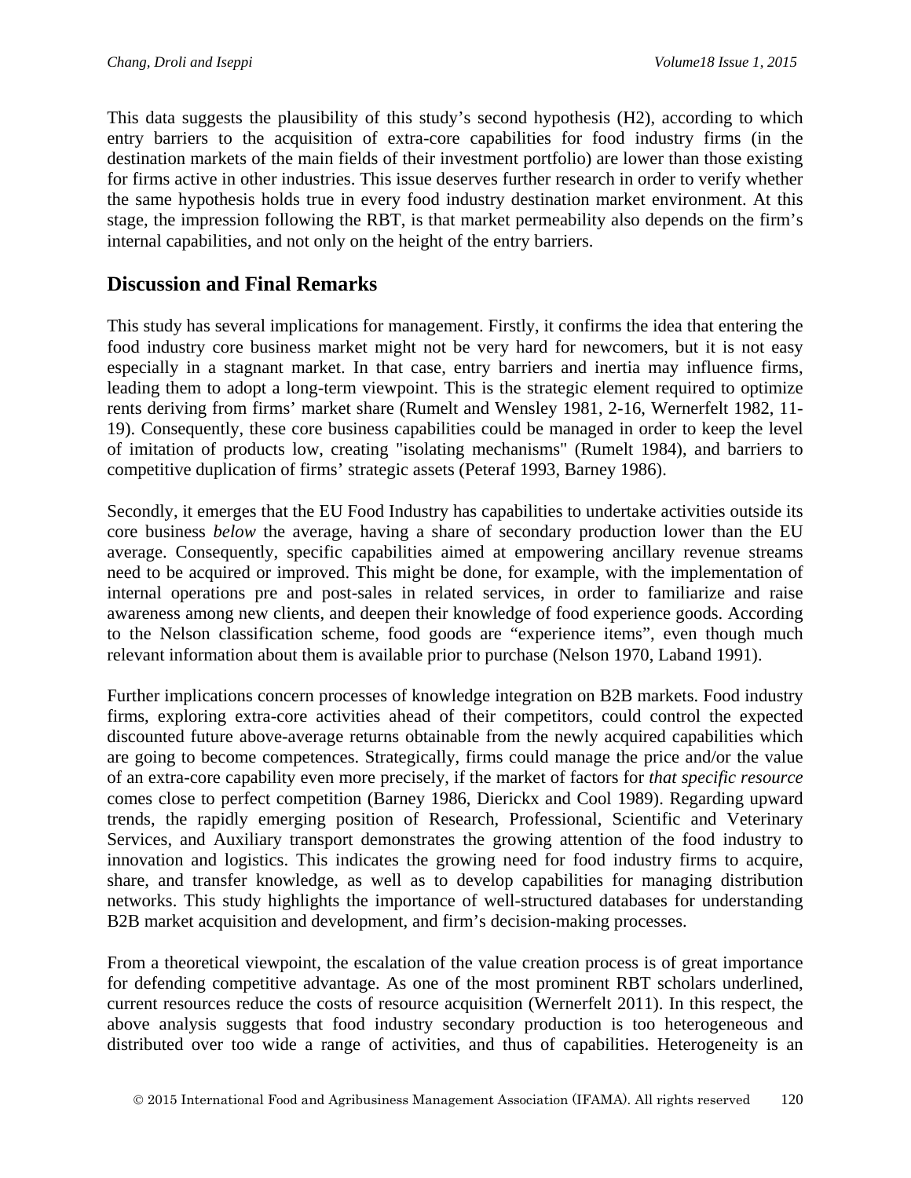This data suggests the plausibility of this study's second hypothesis (H2), according to which entry barriers to the acquisition of extra-core capabilities for food industry firms (in the destination markets of the main fields of their investment portfolio) are lower than those existing for firms active in other industries. This issue deserves further research in order to verify whether the same hypothesis holds true in every food industry destination market environment. At this stage, the impression following the RBT, is that market permeability also depends on the firm's internal capabilities, and not only on the height of the entry barriers.

## Discussion and Final Remarks

This study has several implications for management. Firstly, it confirms the idea that entering the food industry core business market might not be very hard for newcomers, but it is not easy especially in a stagnant market. In that case, entry barriers and inertia may influence firms, leading them to adopt a long-term viewpoint. This is the strategic element required to optimize rents deriving from firms' market share (Rumelt and Wensley 1981, 2-16, Wernerfelt 1982, 11-19). Consequently, these core business capabilities could be managed in order to keep the level of imitation of products low, creating "isolating mechanisms" (Rumelt 1984), and barriers to competitive duplication of firms' strategic assets (Peteraf 1993, Barney 1986).

Secondly, it emerges that the EU Food Industry has capabilities to undertake activities outside its core business *below* the average, having a share of secondary production lower than the EU average. Consequently, specific capabilities aimed at empowering ancillary revenue streams need to be acquired or improved. This might be done, for example, with the implementation of internal operations pre and post-sales in related services, in order to familiarize and raise awareness among new clients, and deepen their knowledge of food experience goods. According to the Nelson classification scheme, food goods are "experience items", even though much relevant information about them is available prior to purchase (Nelson 1970, Laband 1991).

Further implications concern processes of knowledge integration on B2B markets. Food industry firms, exploring extra-core activities ahead of their competitors, could control the expected discounted future above-average returns obtainable from the newly acquired capabilities which are going to become competences. Strategically, firms could manage the price and/or the value of an extra-core capability even more precisely, if the market of factors for *that specific resource* comes close to perfect competition (Barney 1986, Dierickx and Cool 1989). Regarding upward trends, the rapidly emerging position of Research, Professional, Scientific and Veterinary Services, and Auxiliary transport demonstrates the growing attention of the food industry to innovation and logistics. This indicates the growing need for food industry firms to acquire, share, and transfer knowledge, as well as to develop capabilities for managing distribution networks. This study highlights the importance of well-structured databases for understanding B2B market acquisition and development, and firm's decision-making processes.

From a theoretical viewpoint, the escalation of the value creation process is of great importance for defending competitive advantage. As one of the most prominent RBT scholars underlined, current resources reduce the costs of resource acquisition (Wernerfelt 2011). In this respect, the above analysis suggests that food industry secondary production is too heterogeneous and distributed over too wide a range of activities, and thus of capabilities. Heterogeneity is an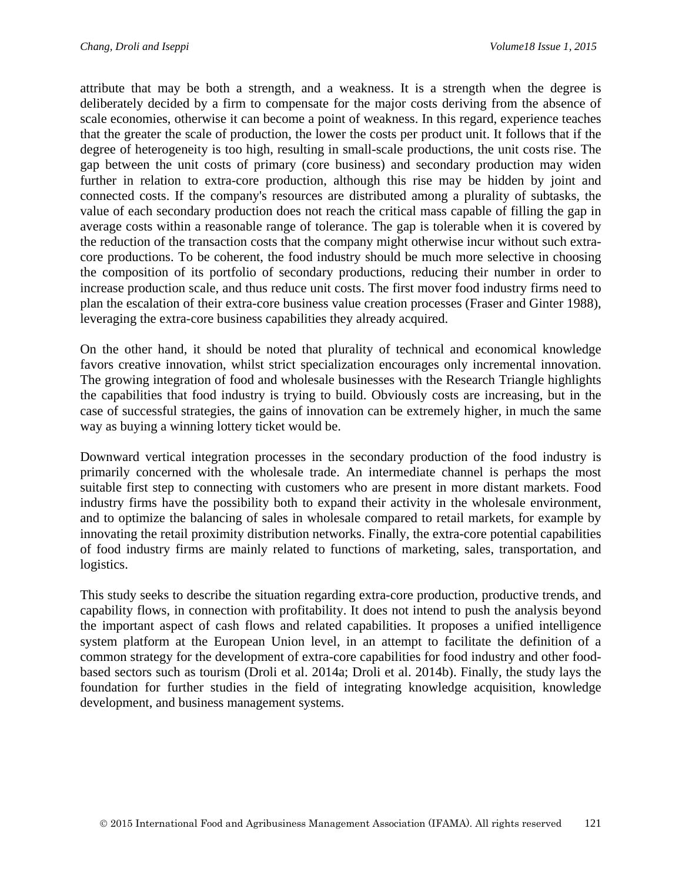attribute that may be both a strength, and a weakness. It is a strength when the degree is deliberately decided by a firm to compensate for the major costs deriving from the absence of scale economies, otherwise it can become a point of weakness. In this regard, experience teaches that the greater the scale of production, the lower the costs per product unit. It follows that if the degree of heterogeneity is too high, resulting in small-scale productions, the unit costs rise. The gap between the unit costs of primary (core business) and secondary production may widen further in relation to extra-core production, although this rise may be hidden by joint and connected costs. If the company's resources are distributed among a plurality of subtasks, the value of each secondary production does not reach the critical mass capable of filling the gap in average costs within a reasonable range of tolerance. The gap is tolerable when it is covered by the reduction of the transaction costs that the company might otherwise incur without such extra-core productions. To be coherent, the food industry should be much more selective in choosing the composition of its portfolio of secondary productions, reducing their number in order to increase production scale, and thus reduce unit costs. The first mover food industry firms need to plan the escalation of their extra-core business value creation processes (Fraser and Ginter 1988), leveraging the extra-core business capabilities they already acquired.

On the other hand, it should be noted that plurality of technical and economical knowledge favors creative innovation, whilst strict specialization encourages only incremental innovation. The growing integration of food and wholesale businesses with the Research Triangle highlights the capabilities that food industry is trying to build. Obviously costs are increasing, but in the case of successful strategies, the gains of innovation can be extremely higher, in much the same way as buying a winning lottery ticket would be.

Downward vertical integration processes in the secondary production of the food industry is primarily concerned with the wholesale trade. An intermediate channel is perhaps the most suitable first step to connecting with customers who are present in more distant markets. Food industry firms have the possibility both to expand their activity in the wholesale environment, and to optimize the balancing of sales in wholesale compared to retail markets, for example by innovating the retail proximity distribution networks. Finally, the extra-core potential capabilities of food industry firms are mainly related to functions of marketing, sales, transportation, and logistics.

This study seeks to describe the situation regarding extra-core production, productive trends, and capability flows, in connection with profitability. It does not intend to push the analysis beyond the important aspect of cash flows and related capabilities. It proposes a unified intelligence system platform at the European Union level, in an attempt to facilitate the definition of a common strategy for the development of extra-core capabilities for food industry and other food-based sectors such as tourism (Droli et al. 2014a; Droli et al. 2014b). Finally, the study lays the foundation for further studies in the field of integrating knowledge acquisition, knowledge development, and business management systems.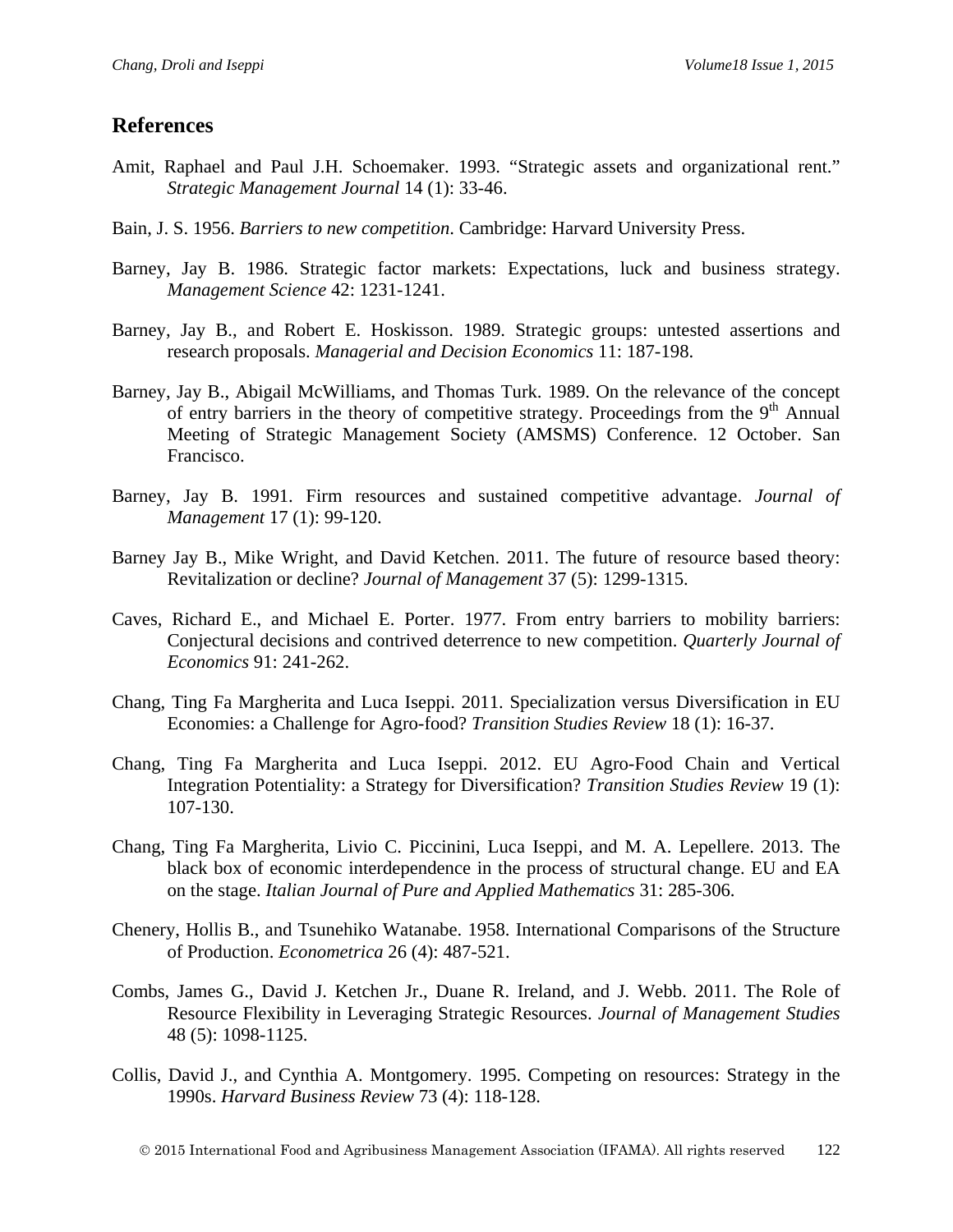## References

Amit, Raphael and Paul J.H. Schoemaker. 1993. "Strategic assets and organizational rent." *Strategic Management Journal* 14 (1): 33-46.

Bain, J. S. 1956. *Barriers to new competition*. Cambridge: Harvard University Press.

Barney, Jay B. 1986. Strategic factor markets: Expectations, luck and business strategy. *Management Science* 42: 1231-1241.

Barney, Jay B., and Robert E. Hoskisson. 1989. Strategic groups: untested assertions and research proposals. *Managerial and Decision Economics* 11: 187-198.

Barney, Jay B., Abigail McWilliams, and Thomas Turk. 1989. On the relevance of the concept of entry barriers in the theory of competitive strategy. Proceedings from the 9th Annual Meeting of Strategic Management Society (AMSMS) Conference. 12 October. San Francisco.

Barney, Jay B. 1991. Firm resources and sustained competitive advantage. *Journal of Management* 17 (1): 99-120.

Barney Jay B., Mike Wright, and David Ketchen. 2011. The future of resource based theory: Revitalization or decline? *Journal of Management* 37 (5): 1299-1315.

Caves, Richard E., and Michael E. Porter. 1977. From entry barriers to mobility barriers: Conjectural decisions and contrived deterrence to new competition. *Quarterly Journal of Economics* 91: 241-262.

Chang, Ting Fa Margherita and Luca Iseppi. 2011. Specialization versus Diversification in EU Economies: a Challenge for Agro-food? *Transition Studies Review* 18 (1): 16-37.

Chang, Ting Fa Margherita and Luca Iseppi. 2012. EU Agro-Food Chain and Vertical Integration Potentiality: a Strategy for Diversification? *Transition Studies Review* 19 (1): 107-130.

Chang, Ting Fa Margherita, Livio C. Piccinini, Luca Iseppi, and M. A. Lepellere. 2013. The black box of economic interdependence in the process of structural change. EU and EA on the stage. *Italian Journal of Pure and Applied Mathematics* 31: 285-306.

Chenery, Hollis B., and Tsunehiko Watanabe. 1958. International Comparisons of the Structure of Production. *Econometrica* 26 (4): 487-521.

Combs, James G., David J. Ketchen Jr., Duane R. Ireland, and J. Webb. 2011. The Role of Resource Flexibility in Leveraging Strategic Resources. *Journal of Management Studies* 48 (5): 1098-1125.

Collis, David J., and Cynthia A. Montgomery. 1995. Competing on resources: Strategy in the 1990s. *Harvard Business Review* 73 (4): 118-128.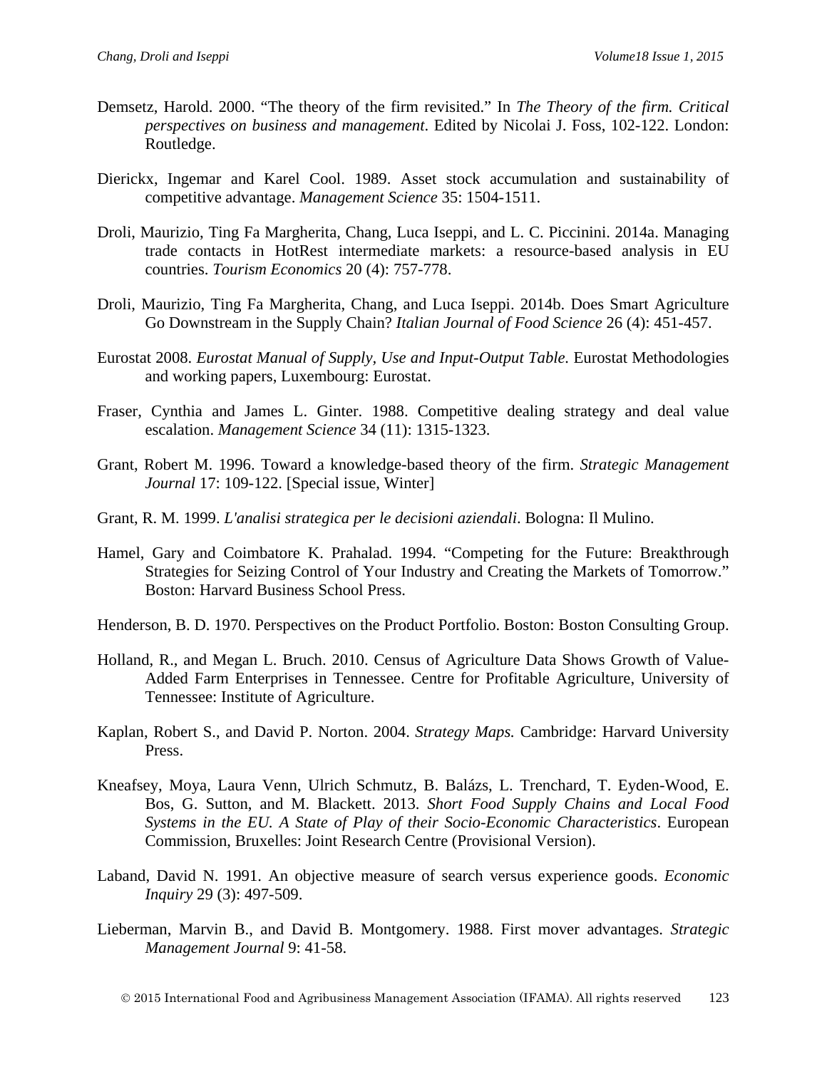Demsetz, Harold. 2000. "The theory of the firm revisited." In *The Theory of the firm. Critical perspectives on business and management*. Edited by Nicolai J. Foss, 102-122. London: Routledge.

Dierickx, Ingemar and Karel Cool. 1989. Asset stock accumulation and sustainability of competitive advantage. *Management Science* 35: 1504-1511.

Droli, Maurizio, Ting Fa Margherita, Chang, Luca Iseppi, and L. C. Piccinini. 2014a. Managing trade contacts in HotRest intermediate markets: a resource-based analysis in EU countries. *Tourism Economics* 20 (4): 757-778.

Droli, Maurizio, Ting Fa Margherita, Chang, and Luca Iseppi. 2014b. Does Smart Agriculture Go Downstream in the Supply Chain? *Italian Journal of Food Science* 26 (4): 451-457.

Eurostat 2008. *Eurostat Manual of Supply, Use and Input-Output Table*. Eurostat Methodologies and working papers, Luxembourg: Eurostat.

Fraser, Cynthia and James L. Ginter. 1988. Competitive dealing strategy and deal value escalation. *Management Science* 34 (11): 1315-1323.

Grant, Robert M. 1996. Toward a knowledge-based theory of the firm. *Strategic Management Journal* 17: 109-122. [Special issue, Winter]

Grant, R. M. 1999. *L'analisi strategica per le decisioni aziendali*. Bologna: Il Mulino.

Hamel, Gary and Coimbatore K. Prahalad. 1994. "Competing for the Future: Breakthrough Strategies for Seizing Control of Your Industry and Creating the Markets of Tomorrow." Boston: Harvard Business School Press.

Henderson, B. D. 1970. Perspectives on the Product Portfolio. Boston: Boston Consulting Group.

Holland, R., and Megan L. Bruch. 2010. Census of Agriculture Data Shows Growth of Value-Added Farm Enterprises in Tennessee. Centre for Profitable Agriculture, University of Tennessee: Institute of Agriculture.

Kaplan, Robert S., and David P. Norton. 2004. *Strategy Maps.* Cambridge: Harvard University Press.

Kneafsey, Moya, Laura Venn, Ulrich Schmutz, B. Balázs, L. Trenchard, T. Eyden-Wood, E. Bos, G. Sutton, and M. Blackett. 2013. *Short Food Supply Chains and Local Food Systems in the EU. A State of Play of their Socio-Economic Characteristics*. European Commission, Bruxelles: Joint Research Centre (Provisional Version).

Laband, David N. 1991. An objective measure of search versus experience goods. *Economic Inquiry* 29 (3): 497-509.

Lieberman, Marvin B., and David B. Montgomery. 1988. First mover advantages. *Strategic Management Journal* 9: 41-58.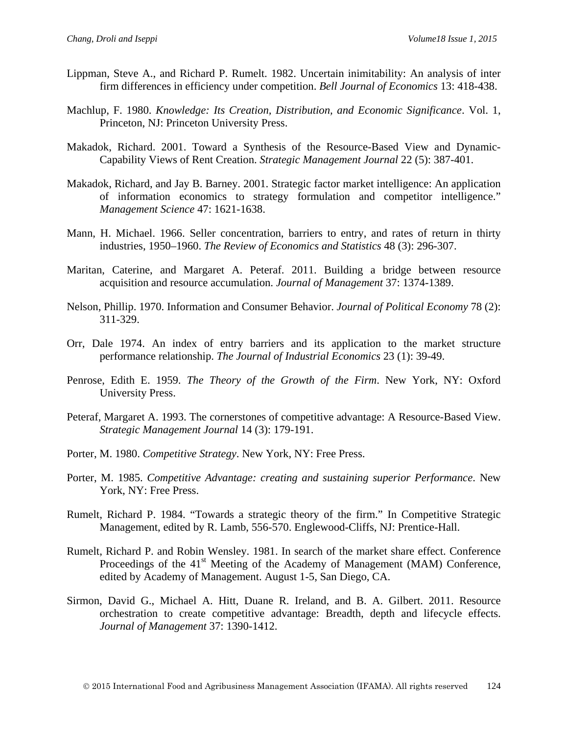Lippman, Steve A., and Richard P. Rumelt. 1982. Uncertain inimitability: An analysis of inter firm differences in efficiency under competition. *Bell Journal of Economics* 13: 418-438.

Machlup, F. 1980. *Knowledge: Its Creation, Distribution, and Economic Significance*. Vol. 1, Princeton, NJ: Princeton University Press.

Makadok, Richard. 2001. Toward a Synthesis of the Resource-Based View and Dynamic-Capability Views of Rent Creation. *Strategic Management Journal* 22 (5): 387-401.

Makadok, Richard, and Jay B. Barney. 2001. Strategic factor market intelligence: An application of information economics to strategy formulation and competitor intelligence." *Management Science* 47: 1621-1638.

Mann, H. Michael. 1966. Seller concentration, barriers to entry, and rates of return in thirty industries, 1950–1960. *The Review of Economics and Statistics* 48 (3): 296-307.

Maritan, Caterine, and Margaret A. Peteraf. 2011. Building a bridge between resource acquisition and resource accumulation. *Journal of Management* 37: 1374-1389.

Nelson, Phillip. 1970. Information and Consumer Behavior. *Journal of Political Economy* 78 (2): 311-329.

Orr, Dale 1974. An index of entry barriers and its application to the market structure performance relationship. *The Journal of Industrial Economics* 23 (1): 39-49.

Penrose, Edith E. 1959. *The Theory of the Growth of the Firm*. New York, NY: Oxford University Press.

Peteraf, Margaret A. 1993. The cornerstones of competitive advantage: A Resource-Based View. *Strategic Management Journal* 14 (3): 179-191.

Porter, M. 1980. *Competitive Strategy*. New York, NY: Free Press.

Porter, M. 1985. *Competitive Advantage: creating and sustaining superior Performance*. New York, NY: Free Press.

Rumelt, Richard P. 1984. "Towards a strategic theory of the firm." In Competitive Strategic Management, edited by R. Lamb, 556-570. Englewood-Cliffs, NJ: Prentice-Hall.

Rumelt, Richard P. and Robin Wensley. 1981. In search of the market share effect. Conference Proceedings of the 41st Meeting of the Academy of Management (MAM) Conference, edited by Academy of Management. August 1-5, San Diego, CA.

Sirmon, David G., Michael A. Hitt, Duane R. Ireland, and B. A. Gilbert. 2011. Resource orchestration to create competitive advantage: Breadth, depth and lifecycle effects. *Journal of Management* 37: 1390-1412.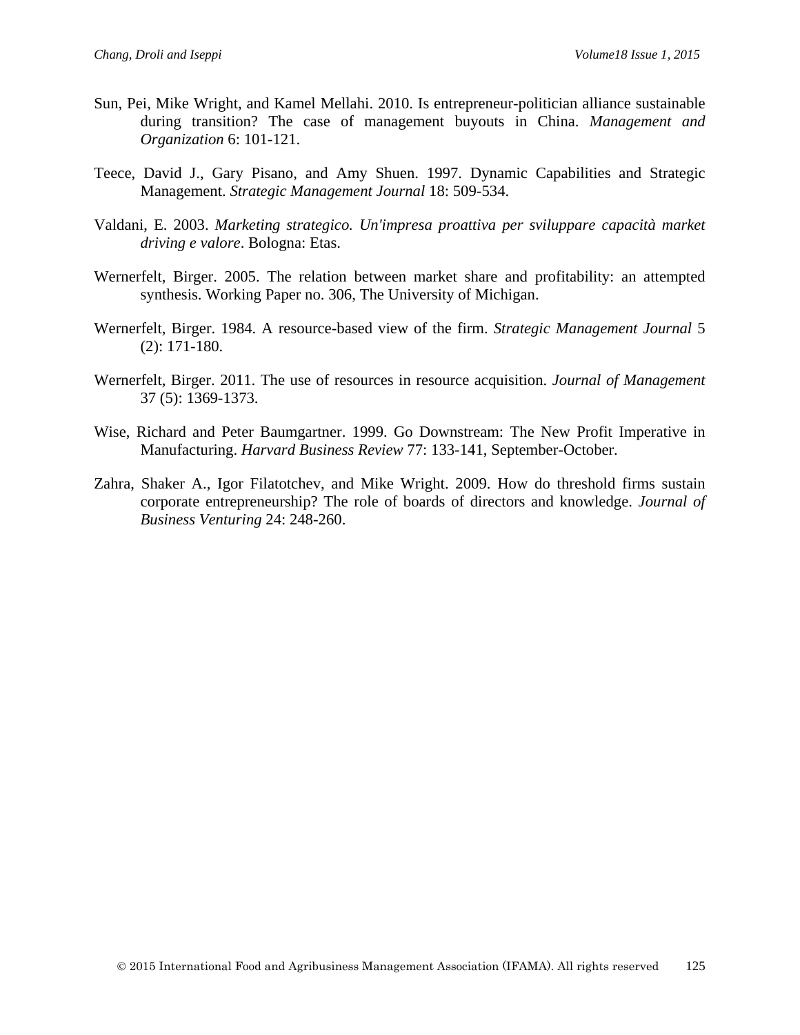Sun, Pei, Mike Wright, and Kamel Mellahi. 2010. Is entrepreneur-politician alliance sustainable during transition? The case of management buyouts in China. *Management and Organization* 6: 101-121.

Teece, David J., Gary Pisano, and Amy Shuen. 1997. Dynamic Capabilities and Strategic Management. *Strategic Management Journal* 18: 509-534.

Valdani, E. 2003. *Marketing strategico. Un'impresa proattiva per sviluppare capacità market driving e valore*. Bologna: Etas.

Wernerfelt, Birger. 2005. The relation between market share and profitability: an attempted synthesis. Working Paper no. 306, The University of Michigan.

Wernerfelt, Birger. 1984. A resource-based view of the firm. *Strategic Management Journal* 5 (2): 171-180.

Wernerfelt, Birger. 2011. The use of resources in resource acquisition. *Journal of Management* 37 (5): 1369-1373.

Wise, Richard and Peter Baumgartner. 1999. Go Downstream: The New Profit Imperative in Manufacturing. *Harvard Business Review* 77: 133-141, September-October.

Zahra, Shaker A., Igor Filatotchev, and Mike Wright. 2009. How do threshold firms sustain corporate entrepreneurship? The role of boards of directors and knowledge. *Journal of Business Venturing* 24: 248-260.